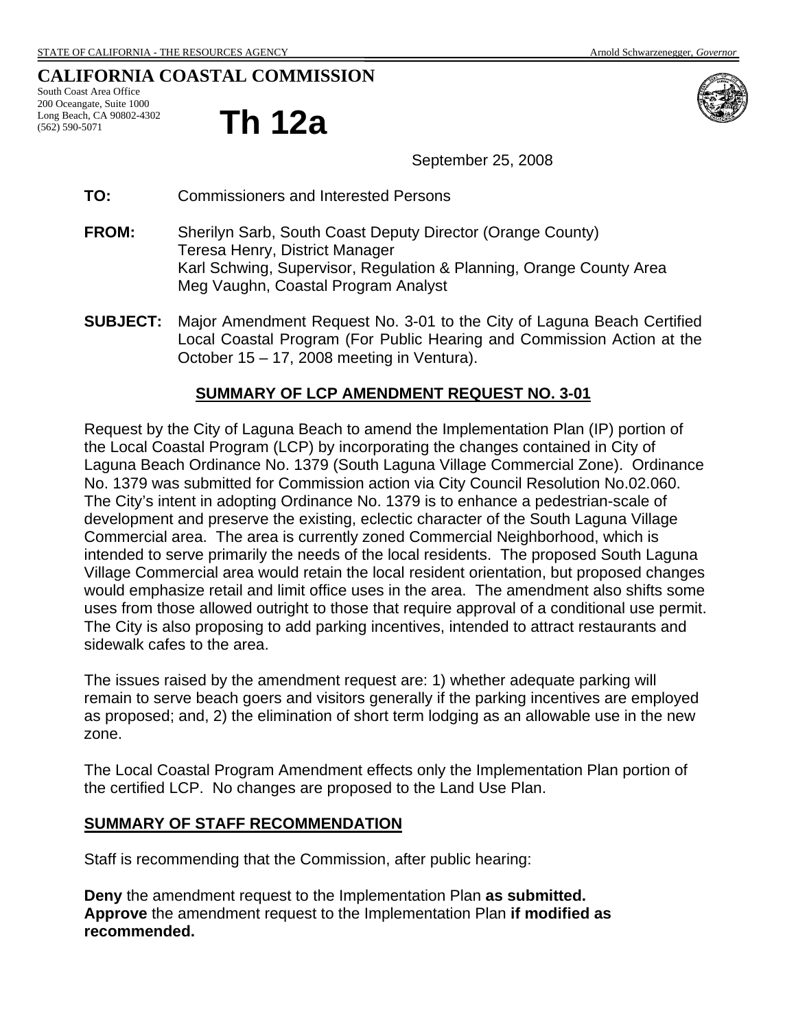STATE OF CALIFORNIA - THE RESOURCES AGENCY Arnold Schwarzenegger, *Governor*

# CALIFORNIA COASTAL COMMISSION

South Coast Area Office
200 Oceangate, Suite 1000
Long Beach, CA 90802-4302
(562) 590-5071

# Th 12a

September 25, 2008

**TO:** Commissioners and Interested Persons

**FROM:** Sherilyn Sarb, South Coast Deputy Director (Orange County)
Teresa Henry, District Manager
Karl Schwing, Supervisor, Regulation & Planning, Orange County Area
Meg Vaughn, Coastal Program Analyst

**SUBJECT:** Major Amendment Request No. 3-01 to the City of Laguna Beach Certified Local Coastal Program (For Public Hearing and Commission Action at the October 15 – 17, 2008 meeting in Ventura).

## SUMMARY OF LCP AMENDMENT REQUEST NO. 3-01

Request by the City of Laguna Beach to amend the Implementation Plan (IP) portion of the Local Coastal Program (LCP) by incorporating the changes contained in City of Laguna Beach Ordinance No. 1379 (South Laguna Village Commercial Zone). Ordinance No. 1379 was submitted for Commission action via City Council Resolution No.02.060. The City's intent in adopting Ordinance No. 1379 is to enhance a pedestrian-scale of development and preserve the existing, eclectic character of the South Laguna Village Commercial area. The area is currently zoned Commercial Neighborhood, which is intended to serve primarily the needs of the local residents. The proposed South Laguna Village Commercial area would retain the local resident orientation, but proposed changes would emphasize retail and limit office uses in the area. The amendment also shifts some uses from those allowed outright to those that require approval of a conditional use permit. The City is also proposing to add parking incentives, intended to attract restaurants and sidewalk cafes to the area.

The issues raised by the amendment request are: 1) whether adequate parking will remain to serve beach goers and visitors generally if the parking incentives are employed as proposed; and, 2) the elimination of short term lodging as an allowable use in the new zone.

The Local Coastal Program Amendment effects only the Implementation Plan portion of the certified LCP. No changes are proposed to the Land Use Plan.

## SUMMARY OF STAFF RECOMMENDATION

Staff is recommending that the Commission, after public hearing:

**Deny** the amendment request to the Implementation Plan **as submitted.**
**Approve** the amendment request to the Implementation Plan **if modified as recommended.**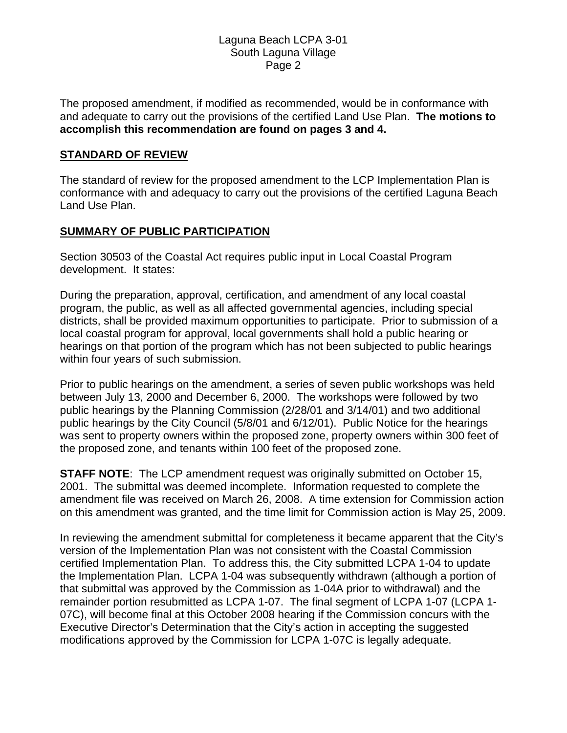The proposed amendment, if modified as recommended, would be in conformance with and adequate to carry out the provisions of the certified Land Use Plan. **The motions to accomplish this recommendation are found on pages 3 and 4.**

## STANDARD OF REVIEW

The standard of review for the proposed amendment to the LCP Implementation Plan is conformance with and adequacy to carry out the provisions of the certified Laguna Beach Land Use Plan.

## SUMMARY OF PUBLIC PARTICIPATION

Section 30503 of the Coastal Act requires public input in Local Coastal Program development. It states:

During the preparation, approval, certification, and amendment of any local coastal program, the public, as well as all affected governmental agencies, including special districts, shall be provided maximum opportunities to participate. Prior to submission of a local coastal program for approval, local governments shall hold a public hearing or hearings on that portion of the program which has not been subjected to public hearings within four years of such submission.

Prior to public hearings on the amendment, a series of seven public workshops was held between July 13, 2000 and December 6, 2000. The workshops were followed by two public hearings by the Planning Commission (2/28/01 and 3/14/01) and two additional public hearings by the City Council (5/8/01 and 6/12/01). Public Notice for the hearings was sent to property owners within the proposed zone, property owners within 300 feet of the proposed zone, and tenants within 100 feet of the proposed zone.

**STAFF NOTE**: The LCP amendment request was originally submitted on October 15, 2001. The submittal was deemed incomplete. Information requested to complete the amendment file was received on March 26, 2008. A time extension for Commission action on this amendment was granted, and the time limit for Commission action is May 25, 2009.

In reviewing the amendment submittal for completeness it became apparent that the City's version of the Implementation Plan was not consistent with the Coastal Commission certified Implementation Plan. To address this, the City submitted LCPA 1-04 to update the Implementation Plan. LCPA 1-04 was subsequently withdrawn (although a portion of that submittal was approved by the Commission as 1-04A prior to withdrawal) and the remainder portion resubmitted as LCPA 1-07. The final segment of LCPA 1-07 (LCPA 1-07C), will become final at this October 2008 hearing if the Commission concurs with the Executive Director's Determination that the City's action in accepting the suggested modifications approved by the Commission for LCPA 1-07C is legally adequate.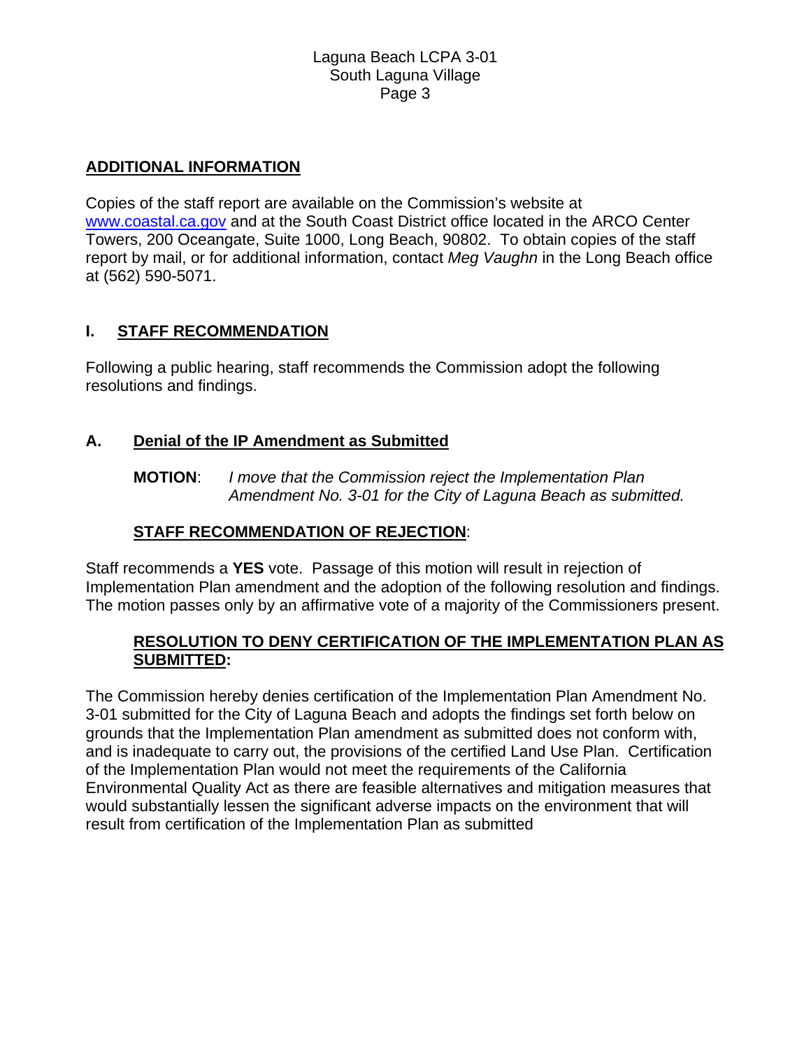## ADDITIONAL INFORMATION

Copies of the staff report are available on the Commission's website at www.coastal.ca.gov and at the South Coast District office located in the ARCO Center Towers, 200 Oceangate, Suite 1000, Long Beach, 90802. To obtain copies of the staff report by mail, or for additional information, contact *Meg Vaughn* in the Long Beach office at (562) 590-5071.

## I. STAFF RECOMMENDATION

Following a public hearing, staff recommends the Commission adopt the following resolutions and findings.

### A. Denial of the IP Amendment as Submitted

**MOTION**: *I move that the Commission reject the Implementation Plan Amendment No. 3-01 for the City of Laguna Beach as submitted.*

**STAFF RECOMMENDATION OF REJECTION**:

Staff recommends a **YES** vote. Passage of this motion will result in rejection of Implementation Plan amendment and the adoption of the following resolution and findings. The motion passes only by an affirmative vote of a majority of the Commissioners present.

**RESOLUTION TO DENY CERTIFICATION OF THE IMPLEMENTATION PLAN AS SUBMITTED:**

The Commission hereby denies certification of the Implementation Plan Amendment No. 3-01 submitted for the City of Laguna Beach and adopts the findings set forth below on grounds that the Implementation Plan amendment as submitted does not conform with, and is inadequate to carry out, the provisions of the certified Land Use Plan. Certification of the Implementation Plan would not meet the requirements of the California Environmental Quality Act as there are feasible alternatives and mitigation measures that would substantially lessen the significant adverse impacts on the environment that will result from certification of the Implementation Plan as submitted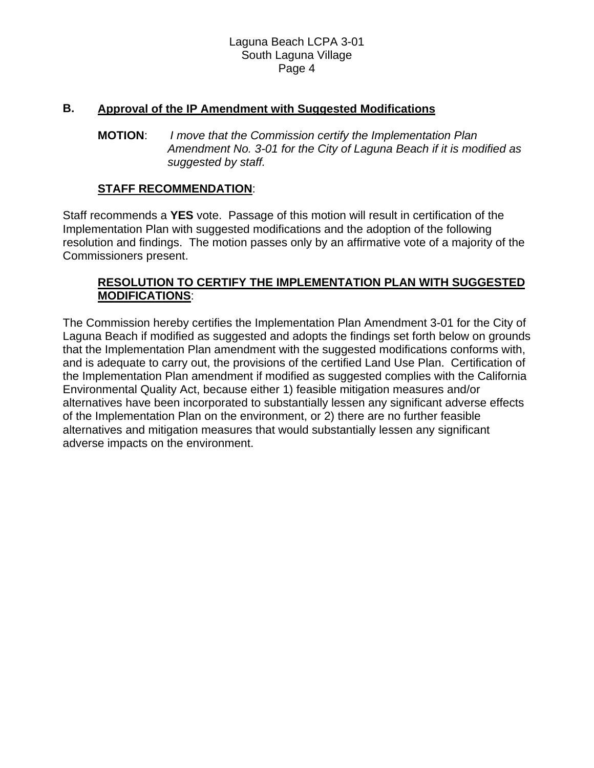## B. Approval of the IP Amendment with Suggested Modifications

**MOTION**: *I move that the Commission certify the Implementation Plan Amendment No. 3-01 for the City of Laguna Beach if it is modified as suggested by staff.*

**STAFF RECOMMENDATION**:

Staff recommends a **YES** vote. Passage of this motion will result in certification of the Implementation Plan with suggested modifications and the adoption of the following resolution and findings. The motion passes only by an affirmative vote of a majority of the Commissioners present.

**RESOLUTION TO CERTIFY THE IMPLEMENTATION PLAN WITH SUGGESTED MODIFICATIONS**:

The Commission hereby certifies the Implementation Plan Amendment 3-01 for the City of Laguna Beach if modified as suggested and adopts the findings set forth below on grounds that the Implementation Plan amendment with the suggested modifications conforms with, and is adequate to carry out, the provisions of the certified Land Use Plan. Certification of the Implementation Plan amendment if modified as suggested complies with the California Environmental Quality Act, because either 1) feasible mitigation measures and/or alternatives have been incorporated to substantially lessen any significant adverse effects of the Implementation Plan on the environment, or 2) there are no further feasible alternatives and mitigation measures that would substantially lessen any significant adverse impacts on the environment.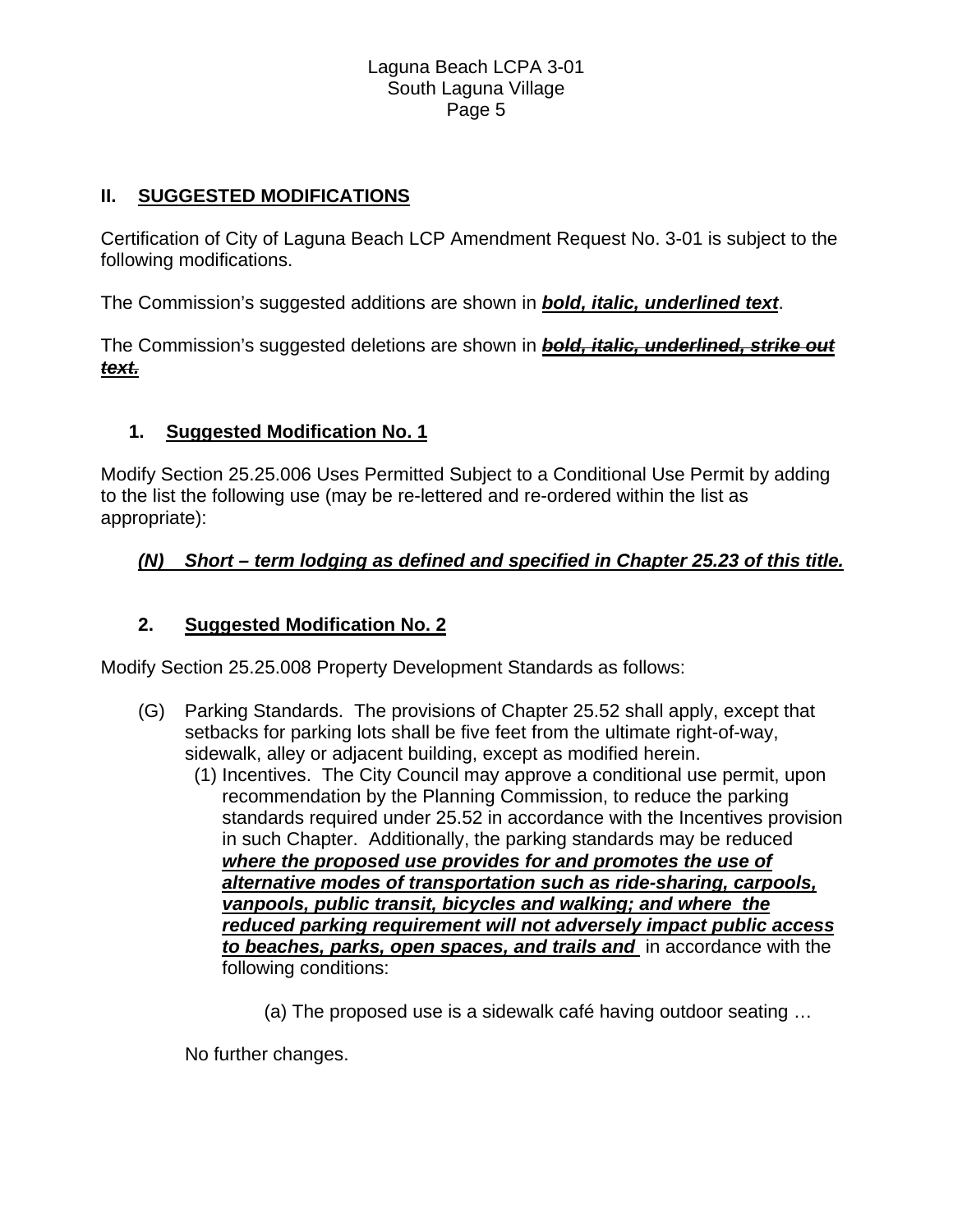## II. SUGGESTED MODIFICATIONS

Certification of City of Laguna Beach LCP Amendment Request No. 3-01 is subject to the following modifications.

The Commission's suggested additions are shown in ***<u>bold, italic, underlined text</u>***.

The Commission's suggested deletions are shown in ***<u>~~bold, italic, underlined, strike out text.~~</u>***

### 1. Suggested Modification No. 1

Modify Section 25.25.006 Uses Permitted Subject to a Conditional Use Permit by adding to the list the following use (may be re-lettered and re-ordered within the list as appropriate):

***<u>(N) Short – term lodging as defined and specified in Chapter 25.23 of this title.</u>***

### 2. Suggested Modification No. 2

Modify Section 25.25.008 Property Development Standards as follows:

- (G) Parking Standards. The provisions of Chapter 25.52 shall apply, except that setbacks for parking lots shall be five feet from the ultimate right-of-way, sidewalk, alley or adjacent building, except as modified herein.
  - (1) Incentives. The City Council may approve a conditional use permit, upon recommendation by the Planning Commission, to reduce the parking standards required under 25.52 in accordance with the Incentives provision in such Chapter. Additionally, the parking standards may be reduced ***<u>where the proposed use provides for and promotes the use of alternative modes of transportation such as ride-sharing, carpools, vanpools, public transit, bicycles and walking; and where the reduced parking requirement will not adversely impact public access to beaches, parks, open spaces, and trails and</u>*** in accordance with the following conditions:
    - (a) The proposed use is a sidewalk café having outdoor seating …

No further changes.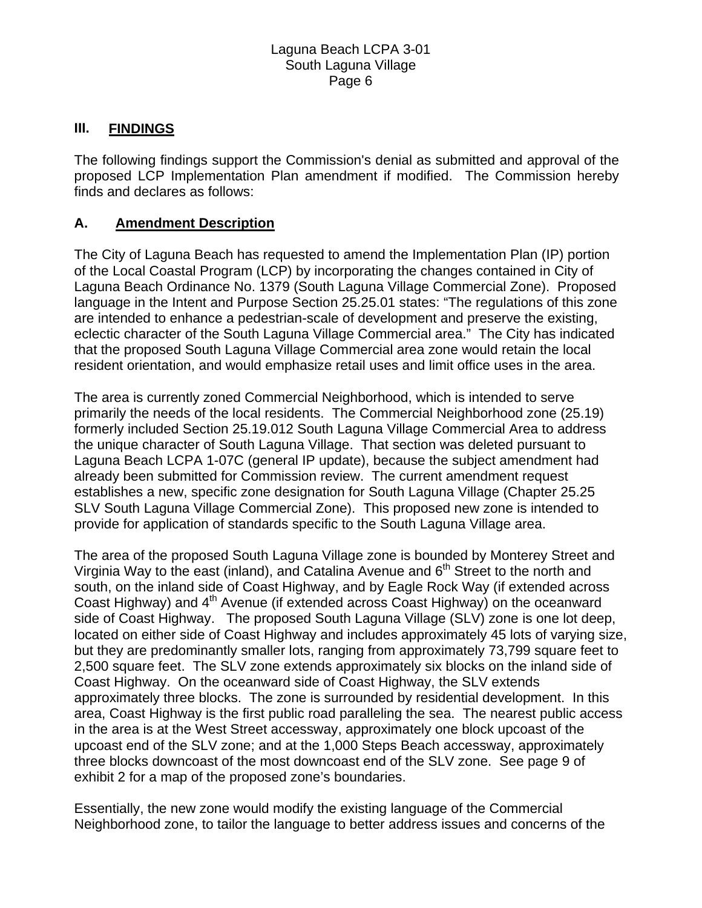## III. FINDINGS

The following findings support the Commission's denial as submitted and approval of the proposed LCP Implementation Plan amendment if modified. The Commission hereby finds and declares as follows:

### A. Amendment Description

The City of Laguna Beach has requested to amend the Implementation Plan (IP) portion of the Local Coastal Program (LCP) by incorporating the changes contained in City of Laguna Beach Ordinance No. 1379 (South Laguna Village Commercial Zone). Proposed language in the Intent and Purpose Section 25.25.01 states: "The regulations of this zone are intended to enhance a pedestrian-scale of development and preserve the existing, eclectic character of the South Laguna Village Commercial area." The City has indicated that the proposed South Laguna Village Commercial area zone would retain the local resident orientation, and would emphasize retail uses and limit office uses in the area.

The area is currently zoned Commercial Neighborhood, which is intended to serve primarily the needs of the local residents. The Commercial Neighborhood zone (25.19) formerly included Section 25.19.012 South Laguna Village Commercial Area to address the unique character of South Laguna Village. That section was deleted pursuant to Laguna Beach LCPA 1-07C (general IP update), because the subject amendment had already been submitted for Commission review. The current amendment request establishes a new, specific zone designation for South Laguna Village (Chapter 25.25 SLV South Laguna Village Commercial Zone). This proposed new zone is intended to provide for application of standards specific to the South Laguna Village area.

The area of the proposed South Laguna Village zone is bounded by Monterey Street and Virginia Way to the east (inland), and Catalina Avenue and 6th Street to the north and south, on the inland side of Coast Highway, and by Eagle Rock Way (if extended across Coast Highway) and 4th Avenue (if extended across Coast Highway) on the oceanward side of Coast Highway. The proposed South Laguna Village (SLV) zone is one lot deep, located on either side of Coast Highway and includes approximately 45 lots of varying size, but they are predominantly smaller lots, ranging from approximately 73,799 square feet to 2,500 square feet. The SLV zone extends approximately six blocks on the inland side of Coast Highway. On the oceanward side of Coast Highway, the SLV extends approximately three blocks. The zone is surrounded by residential development. In this area, Coast Highway is the first public road paralleling the sea. The nearest public access in the area is at the West Street accessway, approximately one block upcoast of the upcoast end of the SLV zone; and at the 1,000 Steps Beach accessway, approximately three blocks downcoast of the most downcoast end of the SLV zone. See page 9 of exhibit 2 for a map of the proposed zone's boundaries.

Essentially, the new zone would modify the existing language of the Commercial Neighborhood zone, to tailor the language to better address issues and concerns of the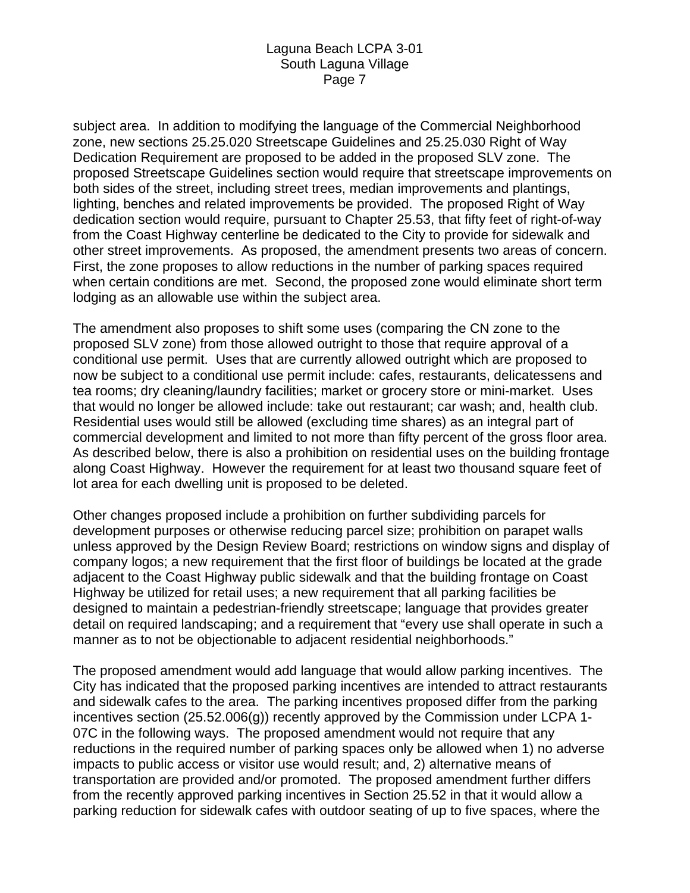subject area. In addition to modifying the language of the Commercial Neighborhood zone, new sections 25.25.020 Streetscape Guidelines and 25.25.030 Right of Way Dedication Requirement are proposed to be added in the proposed SLV zone. The proposed Streetscape Guidelines section would require that streetscape improvements on both sides of the street, including street trees, median improvements and plantings, lighting, benches and related improvements be provided. The proposed Right of Way dedication section would require, pursuant to Chapter 25.53, that fifty feet of right-of-way from the Coast Highway centerline be dedicated to the City to provide for sidewalk and other street improvements. As proposed, the amendment presents two areas of concern. First, the zone proposes to allow reductions in the number of parking spaces required when certain conditions are met. Second, the proposed zone would eliminate short term lodging as an allowable use within the subject area.

The amendment also proposes to shift some uses (comparing the CN zone to the proposed SLV zone) from those allowed outright to those that require approval of a conditional use permit. Uses that are currently allowed outright which are proposed to now be subject to a conditional use permit include: cafes, restaurants, delicatessens and tea rooms; dry cleaning/laundry facilities; market or grocery store or mini-market. Uses that would no longer be allowed include: take out restaurant; car wash; and, health club. Residential uses would still be allowed (excluding time shares) as an integral part of commercial development and limited to not more than fifty percent of the gross floor area. As described below, there is also a prohibition on residential uses on the building frontage along Coast Highway. However the requirement for at least two thousand square feet of lot area for each dwelling unit is proposed to be deleted.

Other changes proposed include a prohibition on further subdividing parcels for development purposes or otherwise reducing parcel size; prohibition on parapet walls unless approved by the Design Review Board; restrictions on window signs and display of company logos; a new requirement that the first floor of buildings be located at the grade adjacent to the Coast Highway public sidewalk and that the building frontage on Coast Highway be utilized for retail uses; a new requirement that all parking facilities be designed to maintain a pedestrian-friendly streetscape; language that provides greater detail on required landscaping; and a requirement that "every use shall operate in such a manner as to not be objectionable to adjacent residential neighborhoods."

The proposed amendment would add language that would allow parking incentives. The City has indicated that the proposed parking incentives are intended to attract restaurants and sidewalk cafes to the area. The parking incentives proposed differ from the parking incentives section (25.52.006(g)) recently approved by the Commission under LCPA 1-07C in the following ways. The proposed amendment would not require that any reductions in the required number of parking spaces only be allowed when 1) no adverse impacts to public access or visitor use would result; and, 2) alternative means of transportation are provided and/or promoted. The proposed amendment further differs from the recently approved parking incentives in Section 25.52 in that it would allow a parking reduction for sidewalk cafes with outdoor seating of up to five spaces, where the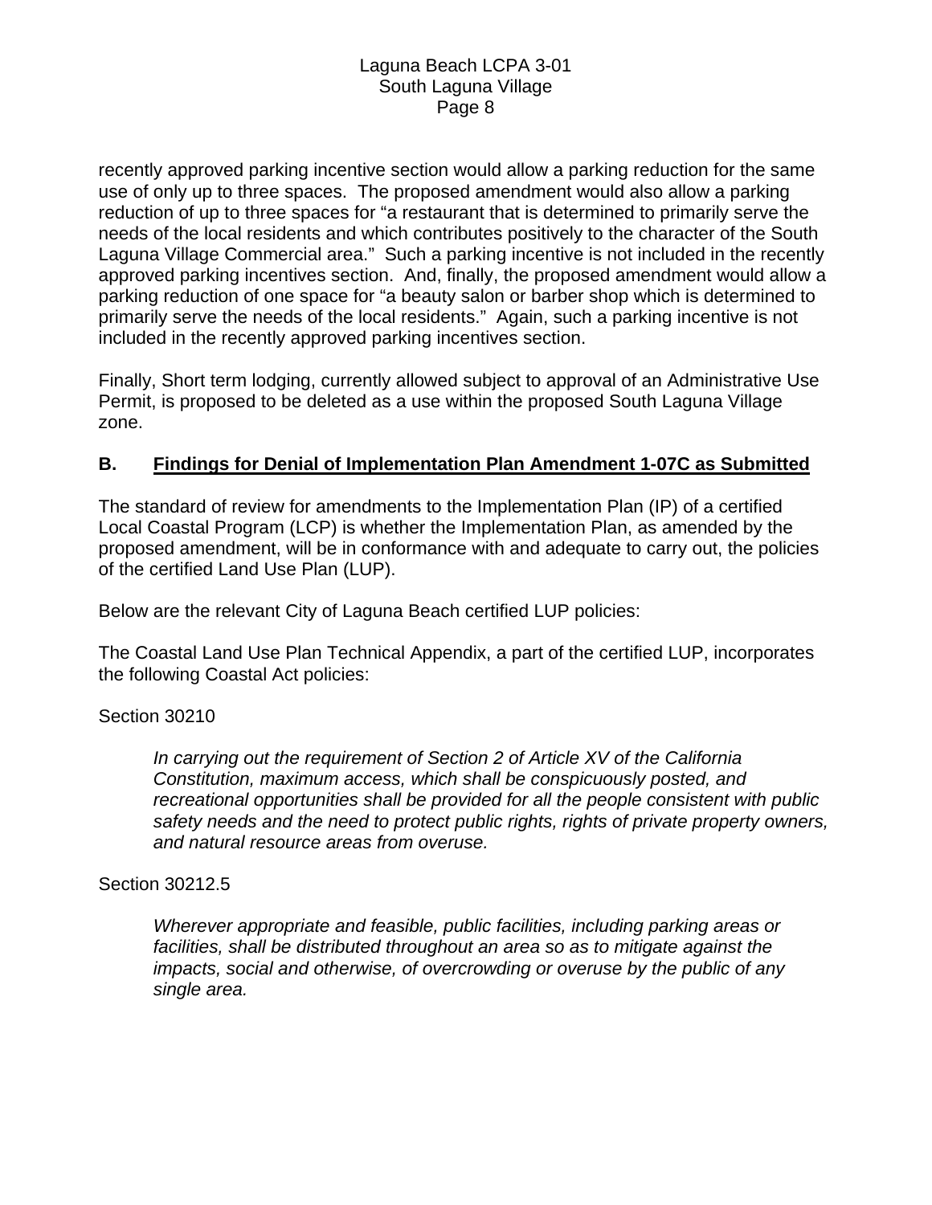recently approved parking incentive section would allow a parking reduction for the same use of only up to three spaces. The proposed amendment would also allow a parking reduction of up to three spaces for "a restaurant that is determined to primarily serve the needs of the local residents and which contributes positively to the character of the South Laguna Village Commercial area." Such a parking incentive is not included in the recently approved parking incentives section. And, finally, the proposed amendment would allow a parking reduction of one space for "a beauty salon or barber shop which is determined to primarily serve the needs of the local residents." Again, such a parking incentive is not included in the recently approved parking incentives section.

Finally, Short term lodging, currently allowed subject to approval of an Administrative Use Permit, is proposed to be deleted as a use within the proposed South Laguna Village zone.

## B. Findings for Denial of Implementation Plan Amendment 1-07C as Submitted

The standard of review for amendments to the Implementation Plan (IP) of a certified Local Coastal Program (LCP) is whether the Implementation Plan, as amended by the proposed amendment, will be in conformance with and adequate to carry out, the policies of the certified Land Use Plan (LUP).

Below are the relevant City of Laguna Beach certified LUP policies:

The Coastal Land Use Plan Technical Appendix, a part of the certified LUP, incorporates the following Coastal Act policies:

Section 30210

> *In carrying out the requirement of Section 2 of Article XV of the California Constitution, maximum access, which shall be conspicuously posted, and recreational opportunities shall be provided for all the people consistent with public safety needs and the need to protect public rights, rights of private property owners, and natural resource areas from overuse.*

Section 30212.5

> *Wherever appropriate and feasible, public facilities, including parking areas or facilities, shall be distributed throughout an area so as to mitigate against the impacts, social and otherwise, of overcrowding or overuse by the public of any single area.*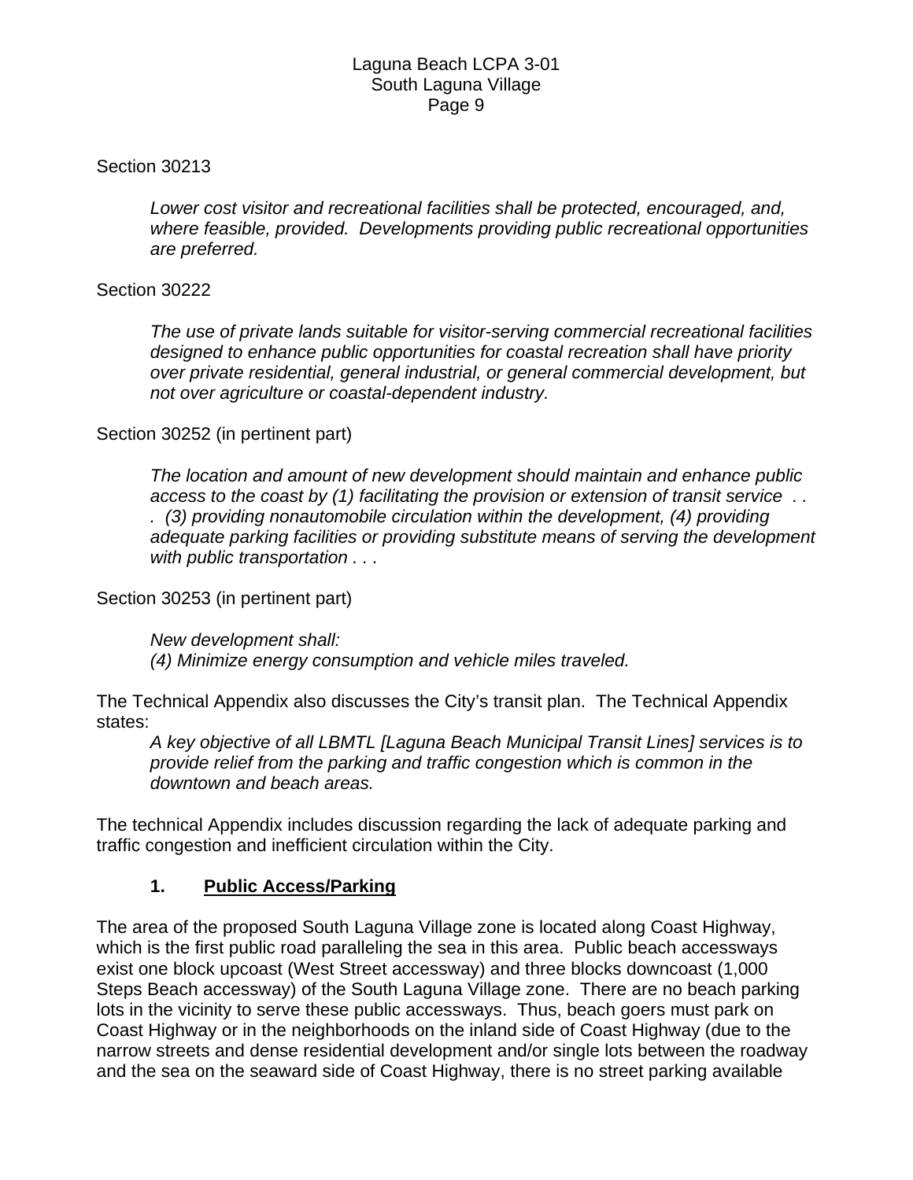Section 30213

> *Lower cost visitor and recreational facilities shall be protected, encouraged, and, where feasible, provided. Developments providing public recreational opportunities are preferred.*

Section 30222

> *The use of private lands suitable for visitor-serving commercial recreational facilities designed to enhance public opportunities for coastal recreation shall have priority over private residential, general industrial, or general commercial development, but not over agriculture or coastal-dependent industry.*

Section 30252 (in pertinent part)

> *The location and amount of new development should maintain and enhance public access to the coast by (1) facilitating the provision or extension of transit service . . . (3) providing nonautomobile circulation within the development, (4) providing adequate parking facilities or providing substitute means of serving the development with public transportation . . .*

Section 30253 (in pertinent part)

> *New development shall:*
> *(4) Minimize energy consumption and vehicle miles traveled.*

The Technical Appendix also discusses the City's transit plan. The Technical Appendix states:

> *A key objective of all LBMTL [Laguna Beach Municipal Transit Lines] services is to provide relief from the parking and traffic congestion which is common in the downtown and beach areas.*

The technical Appendix includes discussion regarding the lack of adequate parking and traffic congestion and inefficient circulation within the City.

### 1. Public Access/Parking

The area of the proposed South Laguna Village zone is located along Coast Highway, which is the first public road paralleling the sea in this area. Public beach accessways exist one block upcoast (West Street accessway) and three blocks downcoast (1,000 Steps Beach accessway) of the South Laguna Village zone. There are no beach parking lots in the vicinity to serve these public accessways. Thus, beach goers must park on Coast Highway or in the neighborhoods on the inland side of Coast Highway (due to the narrow streets and dense residential development and/or single lots between the roadway and the sea on the seaward side of Coast Highway, there is no street parking available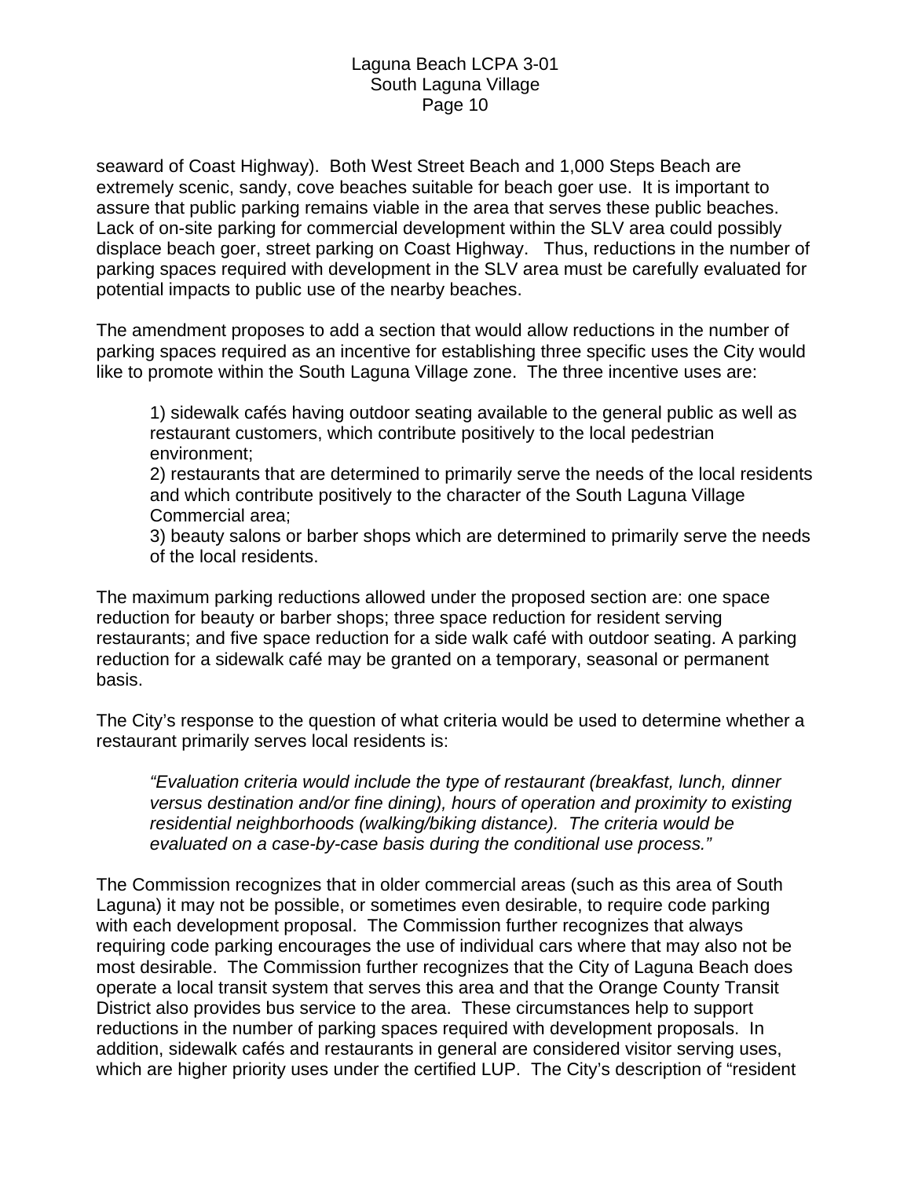seaward of Coast Highway). Both West Street Beach and 1,000 Steps Beach are extremely scenic, sandy, cove beaches suitable for beach goer use. It is important to assure that public parking remains viable in the area that serves these public beaches. Lack of on-site parking for commercial development within the SLV area could possibly displace beach goer, street parking on Coast Highway. Thus, reductions in the number of parking spaces required with development in the SLV area must be carefully evaluated for potential impacts to public use of the nearby beaches.

The amendment proposes to add a section that would allow reductions in the number of parking spaces required as an incentive for establishing three specific uses the City would like to promote within the South Laguna Village zone. The three incentive uses are:

1) sidewalk cafés having outdoor seating available to the general public as well as restaurant customers, which contribute positively to the local pedestrian environment;
2) restaurants that are determined to primarily serve the needs of the local residents and which contribute positively to the character of the South Laguna Village Commercial area;
3) beauty salons or barber shops which are determined to primarily serve the needs of the local residents.

The maximum parking reductions allowed under the proposed section are: one space reduction for beauty or barber shops; three space reduction for resident serving restaurants; and five space reduction for a side walk café with outdoor seating. A parking reduction for a sidewalk café may be granted on a temporary, seasonal or permanent basis.

The City's response to the question of what criteria would be used to determine whether a restaurant primarily serves local residents is:

> *"Evaluation criteria would include the type of restaurant (breakfast, lunch, dinner versus destination and/or fine dining), hours of operation and proximity to existing residential neighborhoods (walking/biking distance). The criteria would be evaluated on a case-by-case basis during the conditional use process."*

The Commission recognizes that in older commercial areas (such as this area of South Laguna) it may not be possible, or sometimes even desirable, to require code parking with each development proposal. The Commission further recognizes that always requiring code parking encourages the use of individual cars where that may also not be most desirable. The Commission further recognizes that the City of Laguna Beach does operate a local transit system that serves this area and that the Orange County Transit District also provides bus service to the area. These circumstances help to support reductions in the number of parking spaces required with development proposals. In addition, sidewalk cafés and restaurants in general are considered visitor serving uses, which are higher priority uses under the certified LUP. The City's description of "resident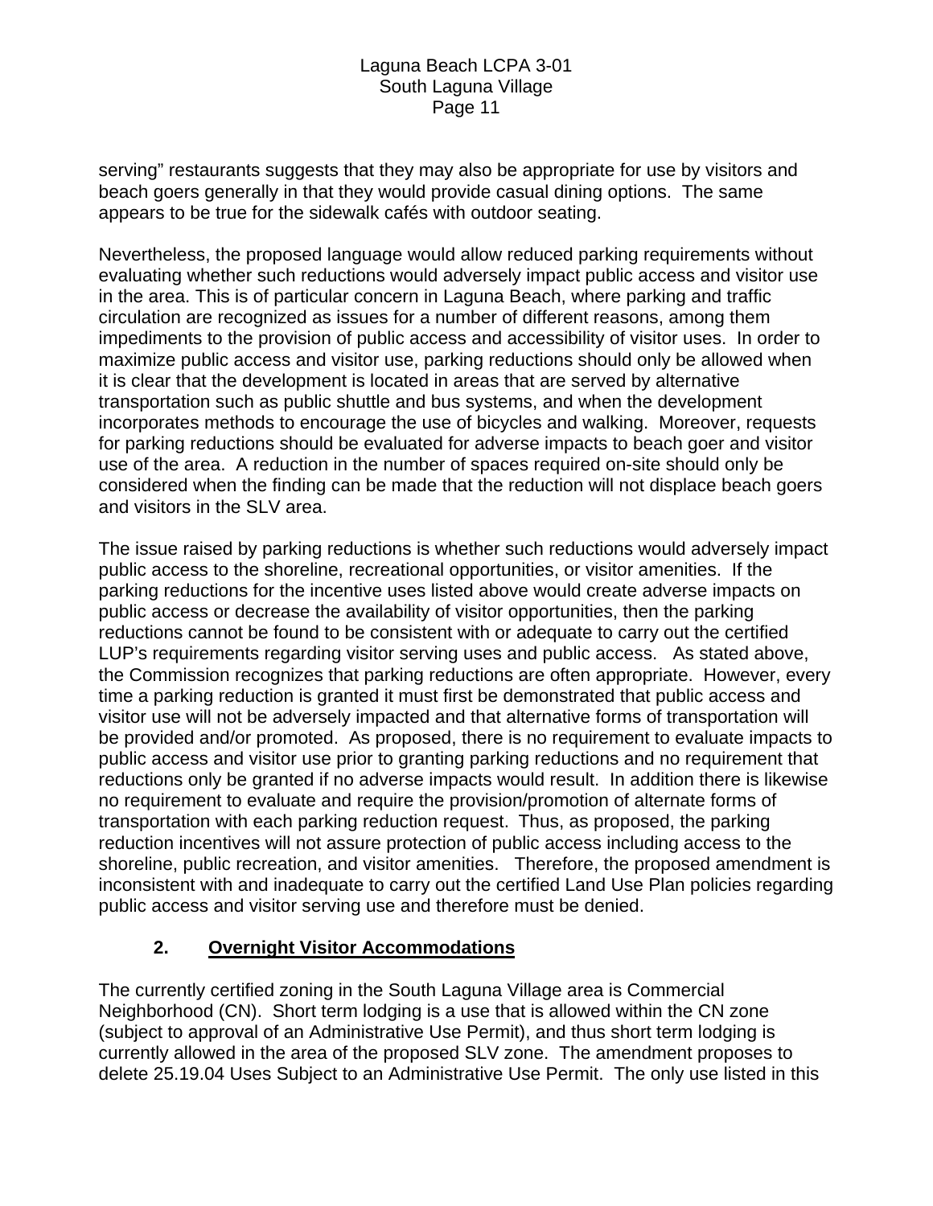serving" restaurants suggests that they may also be appropriate for use by visitors and beach goers generally in that they would provide casual dining options. The same appears to be true for the sidewalk cafés with outdoor seating.

Nevertheless, the proposed language would allow reduced parking requirements without evaluating whether such reductions would adversely impact public access and visitor use in the area. This is of particular concern in Laguna Beach, where parking and traffic circulation are recognized as issues for a number of different reasons, among them impediments to the provision of public access and accessibility of visitor uses. In order to maximize public access and visitor use, parking reductions should only be allowed when it is clear that the development is located in areas that are served by alternative transportation such as public shuttle and bus systems, and when the development incorporates methods to encourage the use of bicycles and walking. Moreover, requests for parking reductions should be evaluated for adverse impacts to beach goer and visitor use of the area. A reduction in the number of spaces required on-site should only be considered when the finding can be made that the reduction will not displace beach goers and visitors in the SLV area.

The issue raised by parking reductions is whether such reductions would adversely impact public access to the shoreline, recreational opportunities, or visitor amenities. If the parking reductions for the incentive uses listed above would create adverse impacts on public access or decrease the availability of visitor opportunities, then the parking reductions cannot be found to be consistent with or adequate to carry out the certified LUP's requirements regarding visitor serving uses and public access. As stated above, the Commission recognizes that parking reductions are often appropriate. However, every time a parking reduction is granted it must first be demonstrated that public access and visitor use will not be adversely impacted and that alternative forms of transportation will be provided and/or promoted. As proposed, there is no requirement to evaluate impacts to public access and visitor use prior to granting parking reductions and no requirement that reductions only be granted if no adverse impacts would result. In addition there is likewise no requirement to evaluate and require the provision/promotion of alternate forms of transportation with each parking reduction request. Thus, as proposed, the parking reduction incentives will not assure protection of public access including access to the shoreline, public recreation, and visitor amenities. Therefore, the proposed amendment is inconsistent with and inadequate to carry out the certified Land Use Plan policies regarding public access and visitor serving use and therefore must be denied.

### 2. Overnight Visitor Accommodations

The currently certified zoning in the South Laguna Village area is Commercial Neighborhood (CN). Short term lodging is a use that is allowed within the CN zone (subject to approval of an Administrative Use Permit), and thus short term lodging is currently allowed in the area of the proposed SLV zone. The amendment proposes to delete 25.19.04 Uses Subject to an Administrative Use Permit. The only use listed in this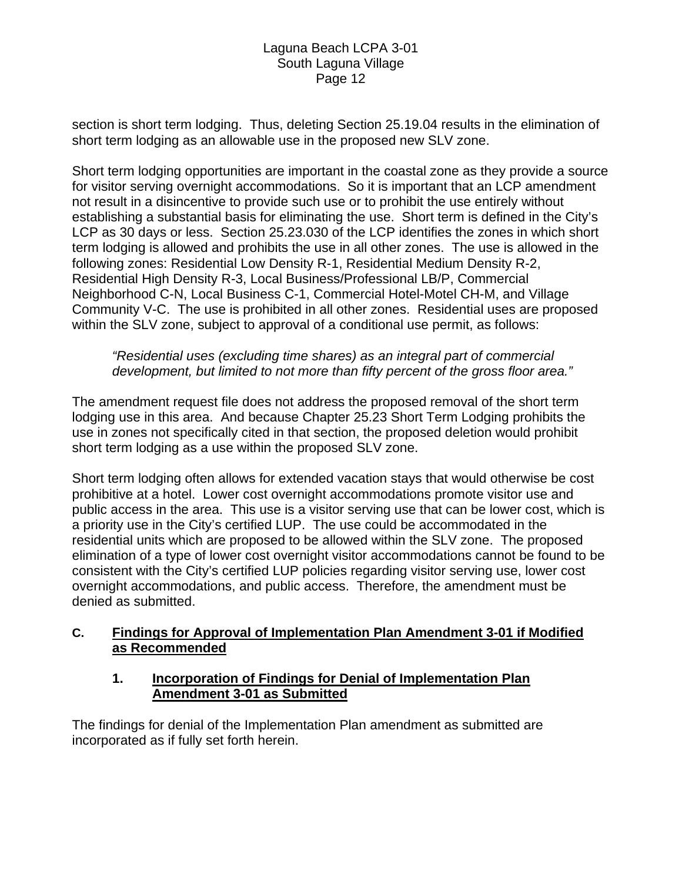section is short term lodging. Thus, deleting Section 25.19.04 results in the elimination of short term lodging as an allowable use in the proposed new SLV zone.

Short term lodging opportunities are important in the coastal zone as they provide a source for visitor serving overnight accommodations. So it is important that an LCP amendment not result in a disincentive to provide such use or to prohibit the use entirely without establishing a substantial basis for eliminating the use. Short term is defined in the City's LCP as 30 days or less. Section 25.23.030 of the LCP identifies the zones in which short term lodging is allowed and prohibits the use in all other zones. The use is allowed in the following zones: Residential Low Density R-1, Residential Medium Density R-2, Residential High Density R-3, Local Business/Professional LB/P, Commercial Neighborhood C-N, Local Business C-1, Commercial Hotel-Motel CH-M, and Village Community V-C. The use is prohibited in all other zones. Residential uses are proposed within the SLV zone, subject to approval of a conditional use permit, as follows:

> *"Residential uses (excluding time shares) as an integral part of commercial development, but limited to not more than fifty percent of the gross floor area."*

The amendment request file does not address the proposed removal of the short term lodging use in this area. And because Chapter 25.23 Short Term Lodging prohibits the use in zones not specifically cited in that section, the proposed deletion would prohibit short term lodging as a use within the proposed SLV zone.

Short term lodging often allows for extended vacation stays that would otherwise be cost prohibitive at a hotel. Lower cost overnight accommodations promote visitor use and public access in the area. This use is a visitor serving use that can be lower cost, which is a priority use in the City's certified LUP. The use could be accommodated in the residential units which are proposed to be allowed within the SLV zone. The proposed elimination of a type of lower cost overnight visitor accommodations cannot be found to be consistent with the City's certified LUP policies regarding visitor serving use, lower cost overnight accommodations, and public access. Therefore, the amendment must be denied as submitted.

## C. Findings for Approval of Implementation Plan Amendment 3-01 if Modified as Recommended

### 1. Incorporation of Findings for Denial of Implementation Plan Amendment 3-01 as Submitted

The findings for denial of the Implementation Plan amendment as submitted are incorporated as if fully set forth herein.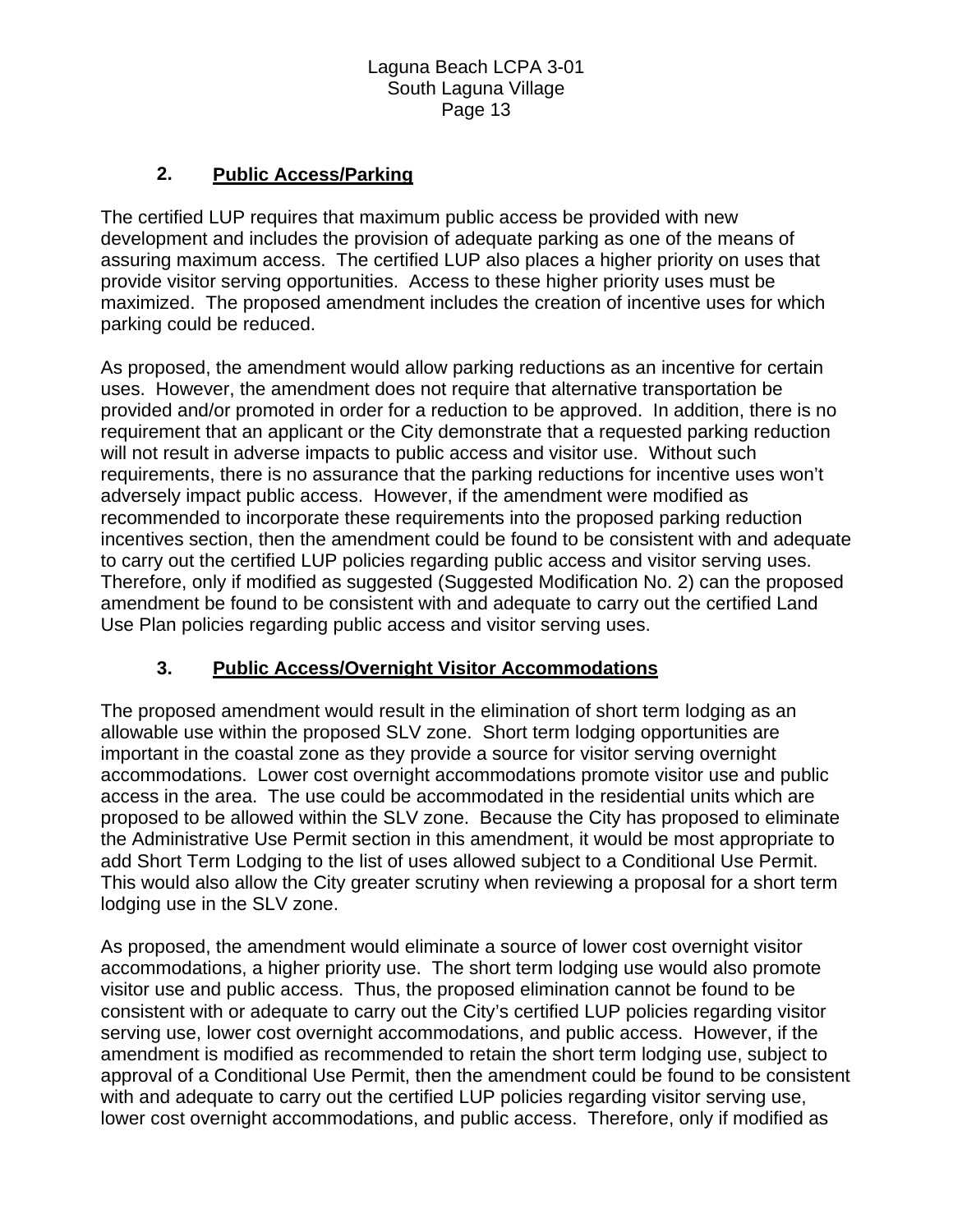## 2. Public Access/Parking

The certified LUP requires that maximum public access be provided with new development and includes the provision of adequate parking as one of the means of assuring maximum access. The certified LUP also places a higher priority on uses that provide visitor serving opportunities. Access to these higher priority uses must be maximized. The proposed amendment includes the creation of incentive uses for which parking could be reduced.

As proposed, the amendment would allow parking reductions as an incentive for certain uses. However, the amendment does not require that alternative transportation be provided and/or promoted in order for a reduction to be approved. In addition, there is no requirement that an applicant or the City demonstrate that a requested parking reduction will not result in adverse impacts to public access and visitor use. Without such requirements, there is no assurance that the parking reductions for incentive uses won't adversely impact public access. However, if the amendment were modified as recommended to incorporate these requirements into the proposed parking reduction incentives section, then the amendment could be found to be consistent with and adequate to carry out the certified LUP policies regarding public access and visitor serving uses. Therefore, only if modified as suggested (Suggested Modification No. 2) can the proposed amendment be found to be consistent with and adequate to carry out the certified Land Use Plan policies regarding public access and visitor serving uses.

## 3. Public Access/Overnight Visitor Accommodations

The proposed amendment would result in the elimination of short term lodging as an allowable use within the proposed SLV zone. Short term lodging opportunities are important in the coastal zone as they provide a source for visitor serving overnight accommodations. Lower cost overnight accommodations promote visitor use and public access in the area. The use could be accommodated in the residential units which are proposed to be allowed within the SLV zone. Because the City has proposed to eliminate the Administrative Use Permit section in this amendment, it would be most appropriate to add Short Term Lodging to the list of uses allowed subject to a Conditional Use Permit. This would also allow the City greater scrutiny when reviewing a proposal for a short term lodging use in the SLV zone.

As proposed, the amendment would eliminate a source of lower cost overnight visitor accommodations, a higher priority use. The short term lodging use would also promote visitor use and public access. Thus, the proposed elimination cannot be found to be consistent with or adequate to carry out the City's certified LUP policies regarding visitor serving use, lower cost overnight accommodations, and public access. However, if the amendment is modified as recommended to retain the short term lodging use, subject to approval of a Conditional Use Permit, then the amendment could be found to be consistent with and adequate to carry out the certified LUP policies regarding visitor serving use, lower cost overnight accommodations, and public access. Therefore, only if modified as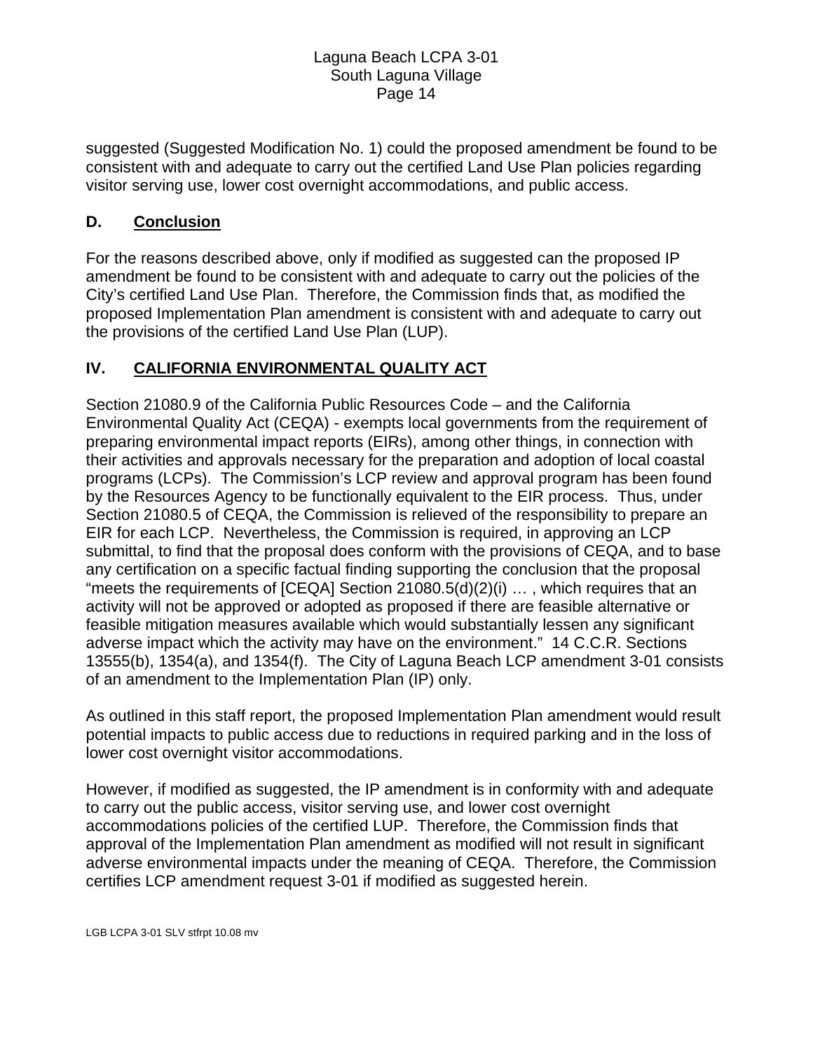suggested (Suggested Modification No. 1) could the proposed amendment be found to be consistent with and adequate to carry out the certified Land Use Plan policies regarding visitor serving use, lower cost overnight accommodations, and public access.

### D. Conclusion

For the reasons described above, only if modified as suggested can the proposed IP amendment be found to be consistent with and adequate to carry out the policies of the City's certified Land Use Plan. Therefore, the Commission finds that, as modified the proposed Implementation Plan amendment is consistent with and adequate to carry out the provisions of the certified Land Use Plan (LUP).

## IV. CALIFORNIA ENVIRONMENTAL QUALITY ACT

Section 21080.9 of the California Public Resources Code – and the California Environmental Quality Act (CEQA) - exempts local governments from the requirement of preparing environmental impact reports (EIRs), among other things, in connection with their activities and approvals necessary for the preparation and adoption of local coastal programs (LCPs). The Commission's LCP review and approval program has been found by the Resources Agency to be functionally equivalent to the EIR process. Thus, under Section 21080.5 of CEQA, the Commission is relieved of the responsibility to prepare an EIR for each LCP. Nevertheless, the Commission is required, in approving an LCP submittal, to find that the proposal does conform with the provisions of CEQA, and to base any certification on a specific factual finding supporting the conclusion that the proposal "meets the requirements of [CEQA] Section 21080.5(d)(2)(i) … , which requires that an activity will not be approved or adopted as proposed if there are feasible alternative or feasible mitigation measures available which would substantially lessen any significant adverse impact which the activity may have on the environment." 14 C.C.R. Sections 13555(b), 1354(a), and 1354(f). The City of Laguna Beach LCP amendment 3-01 consists of an amendment to the Implementation Plan (IP) only.

As outlined in this staff report, the proposed Implementation Plan amendment would result potential impacts to public access due to reductions in required parking and in the loss of lower cost overnight visitor accommodations.

However, if modified as suggested, the IP amendment is in conformity with and adequate to carry out the public access, visitor serving use, and lower cost overnight accommodations policies of the certified LUP. Therefore, the Commission finds that approval of the Implementation Plan amendment as modified will not result in significant adverse environmental impacts under the meaning of CEQA. Therefore, the Commission certifies LCP amendment request 3-01 if modified as suggested herein.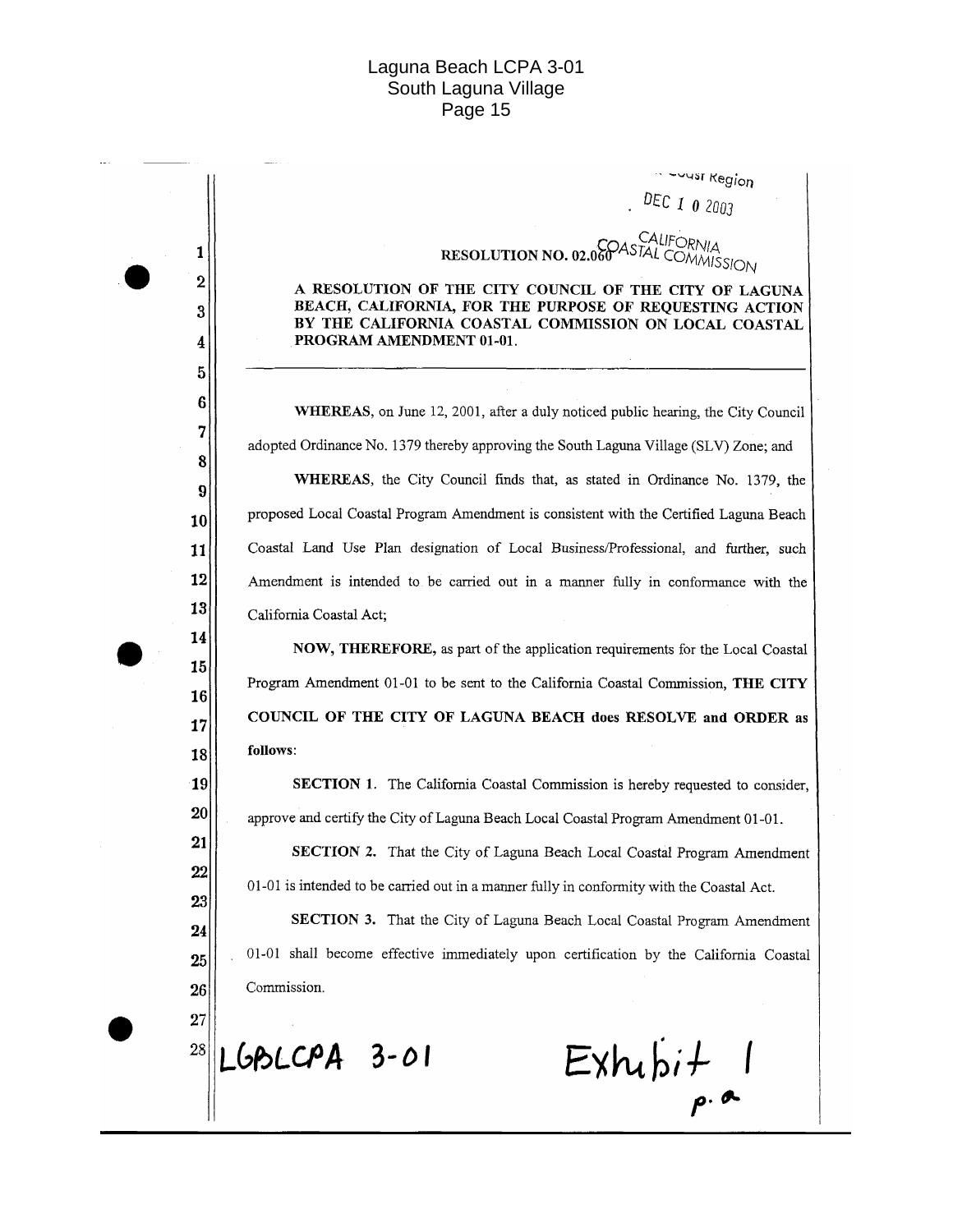Coast Region

DEC 10 2003

CALIFORNIA COASTAL COMMISSION

**RESOLUTION NO. 02.060**

**A RESOLUTION OF THE CITY COUNCIL OF THE CITY OF LAGUNA BEACH, CALIFORNIA, FOR THE PURPOSE OF REQUESTING ACTION BY THE CALIFORNIA COASTAL COMMISSION ON LOCAL COASTAL PROGRAM AMENDMENT 01-01.**

**WHEREAS**, on June 12, 2001, after a duly noticed public hearing, the City Council adopted Ordinance No. 1379 thereby approving the South Laguna Village (SLV) Zone; and

**WHEREAS**, the City Council finds that, as stated in Ordinance No. 1379, the proposed Local Coastal Program Amendment is consistent with the Certified Laguna Beach Coastal Land Use Plan designation of Local Business/Professional, and further, such Amendment is intended to be carried out in a manner fully in conformance with the California Coastal Act;

**NOW, THEREFORE,** as part of the application requirements for the Local Coastal Program Amendment 01-01 to be sent to the California Coastal Commission, **THE CITY COUNCIL OF THE CITY OF LAGUNA BEACH does RESOLVE and ORDER as follows**:

**SECTION 1.** The California Coastal Commission is hereby requested to consider, approve and certify the City of Laguna Beach Local Coastal Program Amendment 01-01.

**SECTION 2.** That the City of Laguna Beach Local Coastal Program Amendment 01-01 is intended to be carried out in a manner fully in conformity with the Coastal Act.

**SECTION 3.** That the City of Laguna Beach Local Coastal Program Amendment 01-01 shall become effective immediately upon certification by the California Coastal Commission.

LGBLCPA 3-01 Exhibit 1 p. a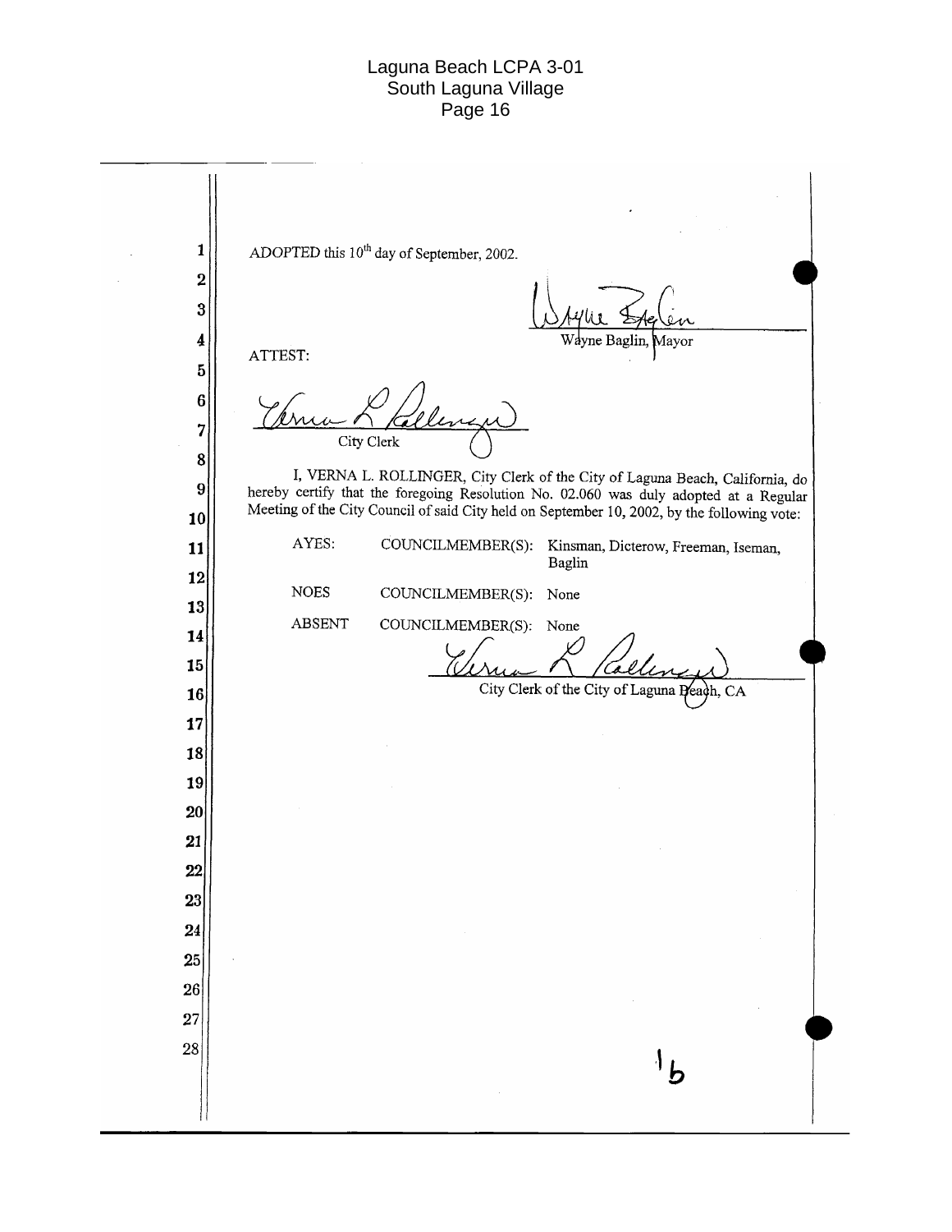ADOPTED this 10th day of September, 2002.

Wayne Baglin, Mayor

ATTEST:

City Clerk

I, VERNA L. ROLLINGER, City Clerk of the City of Laguna Beach, California, do hereby certify that the foregoing Resolution No. 02.060 was duly adopted at a Regular Meeting of the City Council of said City held on September 10, 2002, by the following vote:

| | | |
|---|---|---|
| AYES: | COUNCILMEMBER(S): | Kinsman, Dicterow, Freeman, Iseman, Baglin |
| NOES | COUNCILMEMBER(S): | None |
| ABSENT | COUNCILMEMBER(S): | None |

City Clerk of the City of Laguna Beach, CA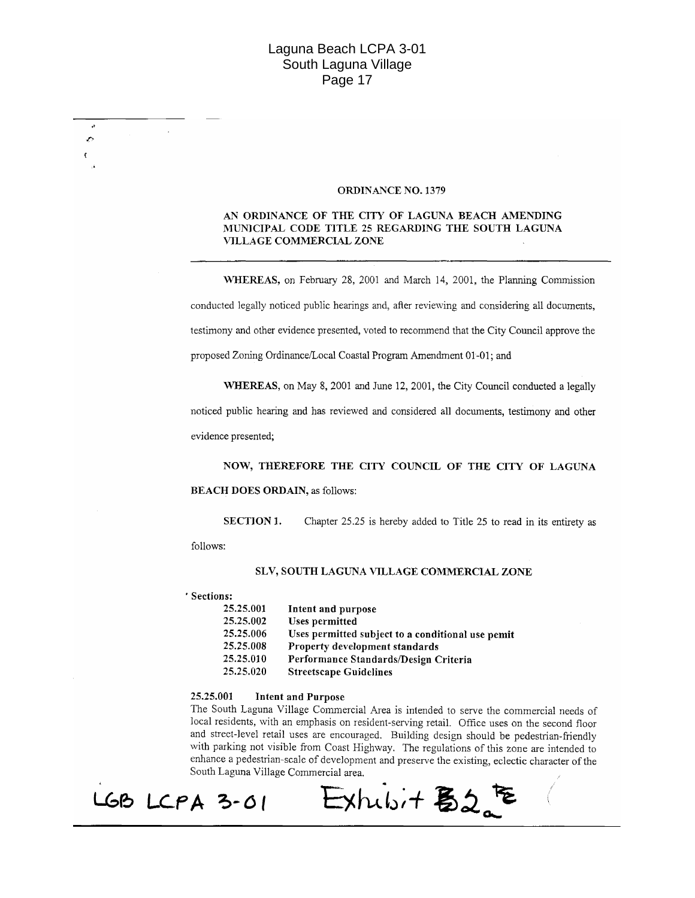**ORDINANCE NO. 1379**

**AN ORDINANCE OF THE CITY OF LAGUNA BEACH AMENDING MUNICIPAL CODE TITLE 25 REGARDING THE SOUTH LAGUNA VILLAGE COMMERCIAL ZONE**

**WHEREAS,** on February 28, 2001 and March 14, 2001, the Planning Commission conducted legally noticed public hearings and, after reviewing and considering all documents, testimony and other evidence presented, voted to recommend that the City Council approve the proposed Zoning Ordinance/Local Coastal Program Amendment 01-01; and

**WHEREAS**, on May 8, 2001 and June 12, 2001, the City Council conducted a legally noticed public hearing and has reviewed and considered all documents, testimony and other evidence presented;

**NOW, THEREFORE THE CITY COUNCIL OF THE CITY OF LAGUNA BEACH DOES ORDAIN,** as follows:

**SECTION 1.** Chapter 25.25 is hereby added to Title 25 to read in its entirety as follows:

**SLV, SOUTH LAGUNA VILLAGE COMMERCIAL ZONE**

**Sections:**

**25.25.001 Intent and purpose**
**25.25.002 Uses permitted**
**25.25.006 Uses permitted subject to a conditional use pemit**
**25.25.008 Property development standards**
**25.25.010 Performance Standards/Design Criteria**
**25.25.020 Streetscape Guidelines**

**25.25.001 Intent and Purpose**

The South Laguna Village Commercial Area is intended to serve the commercial needs of local residents, with an emphasis on resident-serving retail. Office uses on the second floor and street-level retail uses are encouraged. Building design should be pedestrian-friendly with parking not visible from Coast Highway. The regulations of this zone are intended to enhance a pedestrian-scale of development and preserve the existing, eclectic character of the South Laguna Village Commercial area.

LGB LCPA 3-01 Exhibit B2a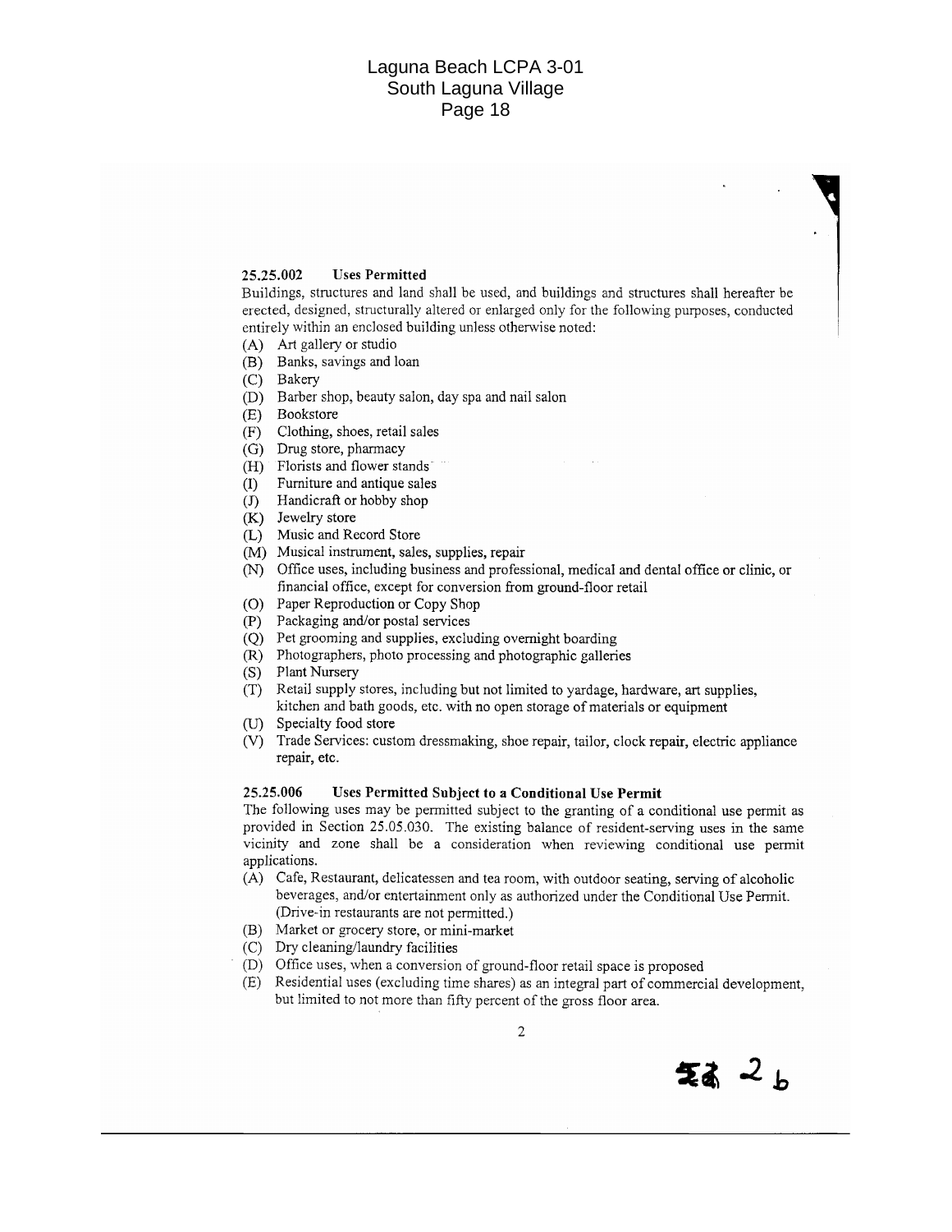### 25.25.002 Uses Permitted

Buildings, structures and land shall be used, and buildings and structures shall hereafter be erected, designed, structurally altered or enlarged only for the following purposes, conducted entirely within an enclosed building unless otherwise noted:

(A) Art gallery or studio
(B) Banks, savings and loan
(C) Bakery
(D) Barber shop, beauty salon, day spa and nail salon
(E) Bookstore
(F) Clothing, shoes, retail sales
(G) Drug store, pharmacy
(H) Florists and flower stands
(I) Furniture and antique sales
(J) Handicraft or hobby shop
(K) Jewelry store
(L) Music and Record Store
(M) Musical instrument, sales, supplies, repair
(N) Office uses, including business and professional, medical and dental office or clinic, or financial office, except for conversion from ground-floor retail
(O) Paper Reproduction or Copy Shop
(P) Packaging and/or postal services
(Q) Pet grooming and supplies, excluding overnight boarding
(R) Photographers, photo processing and photographic galleries
(S) Plant Nursery
(T) Retail supply stores, including but not limited to yardage, hardware, art supplies, kitchen and bath goods, etc. with no open storage of materials or equipment
(U) Specialty food store
(V) Trade Services: custom dressmaking, shoe repair, tailor, clock repair, electric appliance repair, etc.

### 25.25.006 Uses Permitted Subject to a Conditional Use Permit

The following uses may be permitted subject to the granting of a conditional use permit as provided in Section 25.05.030. The existing balance of resident-serving uses in the same vicinity and zone shall be a consideration when reviewing conditional use permit applications.

(A) Cafe, Restaurant, delicatessen and tea room, with outdoor seating, serving of alcoholic beverages, and/or entertainment only as authorized under the Conditional Use Permit. (Drive-in restaurants are not permitted.)
(B) Market or grocery store, or mini-market
(C) Dry cleaning/laundry facilities
(D) Office uses, when a conversion of ground-floor retail space is proposed
(E) Residential uses (excluding time shares) as an integral part of commercial development, but limited to not more than fifty percent of the gross floor area.

Ex 2b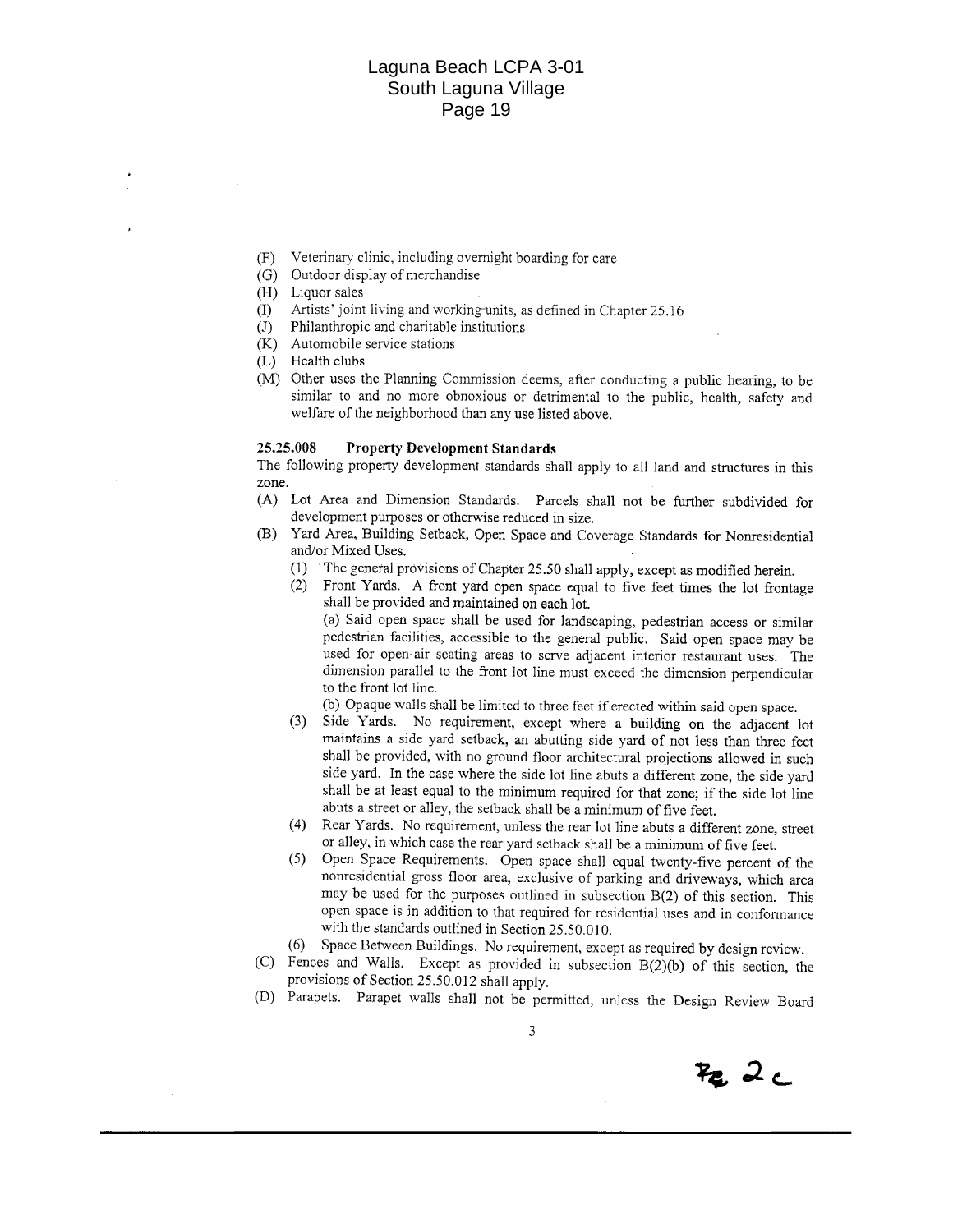(F) Veterinary clinic, including overnight boarding for care
(G) Outdoor display of merchandise
(H) Liquor sales
(I) Artists' joint living and working units, as defined in Chapter 25.16
(J) Philanthropic and charitable institutions
(K) Automobile service stations
(L) Health clubs
(M) Other uses the Planning Commission deems, after conducting a public hearing, to be similar to and no more obnoxious or detrimental to the public, health, safety and welfare of the neighborhood than any use listed above.

**25.25.008 Property Development Standards**

The following property development standards shall apply to all land and structures in this zone.

(A) Lot Area and Dimension Standards. Parcels shall not be further subdivided for development purposes or otherwise reduced in size.

(B) Yard Area, Building Setback, Open Space and Coverage Standards for Nonresidential and/or Mixed Uses.

  (1) The general provisions of Chapter 25.50 shall apply, except as modified herein.

  (2) Front Yards. A front yard open space equal to five feet times the lot frontage shall be provided and maintained on each lot.

  (a) Said open space shall be used for landscaping, pedestrian access or similar pedestrian facilities, accessible to the general public. Said open space may be used for open-air seating areas to serve adjacent interior restaurant uses. The dimension parallel to the front lot line must exceed the dimension perpendicular to the front lot line.

  (b) Opaque walls shall be limited to three feet if erected within said open space.

  (3) Side Yards. No requirement, except where a building on the adjacent lot maintains a side yard setback, an abutting side yard of not less than three feet shall be provided, with no ground floor architectural projections allowed in such side yard. In the case where the side lot line abuts a different zone, the side yard shall be at least equal to the minimum required for that zone; if the side lot line abuts a street or alley, the setback shall be a minimum of five feet.

  (4) Rear Yards. No requirement, unless the rear lot line abuts a different zone, street or alley, in which case the rear yard setback shall be a minimum of five feet.

  (5) Open Space Requirements. Open space shall equal twenty-five percent of the nonresidential gross floor area, exclusive of parking and driveways, which area may be used for the purposes outlined in subsection B(2) of this section. This open space is in addition to that required for residential uses and in conformance with the standards outlined in Section 25.50.010.

  (6) Space Between Buildings. No requirement, except as required by design review.

(C) Fences and Walls. Except as provided in subsection B(2)(b) of this section, the provisions of Section 25.50.012 shall apply.

(D) Parapets. Parapet walls shall not be permitted, unless the Design Review Board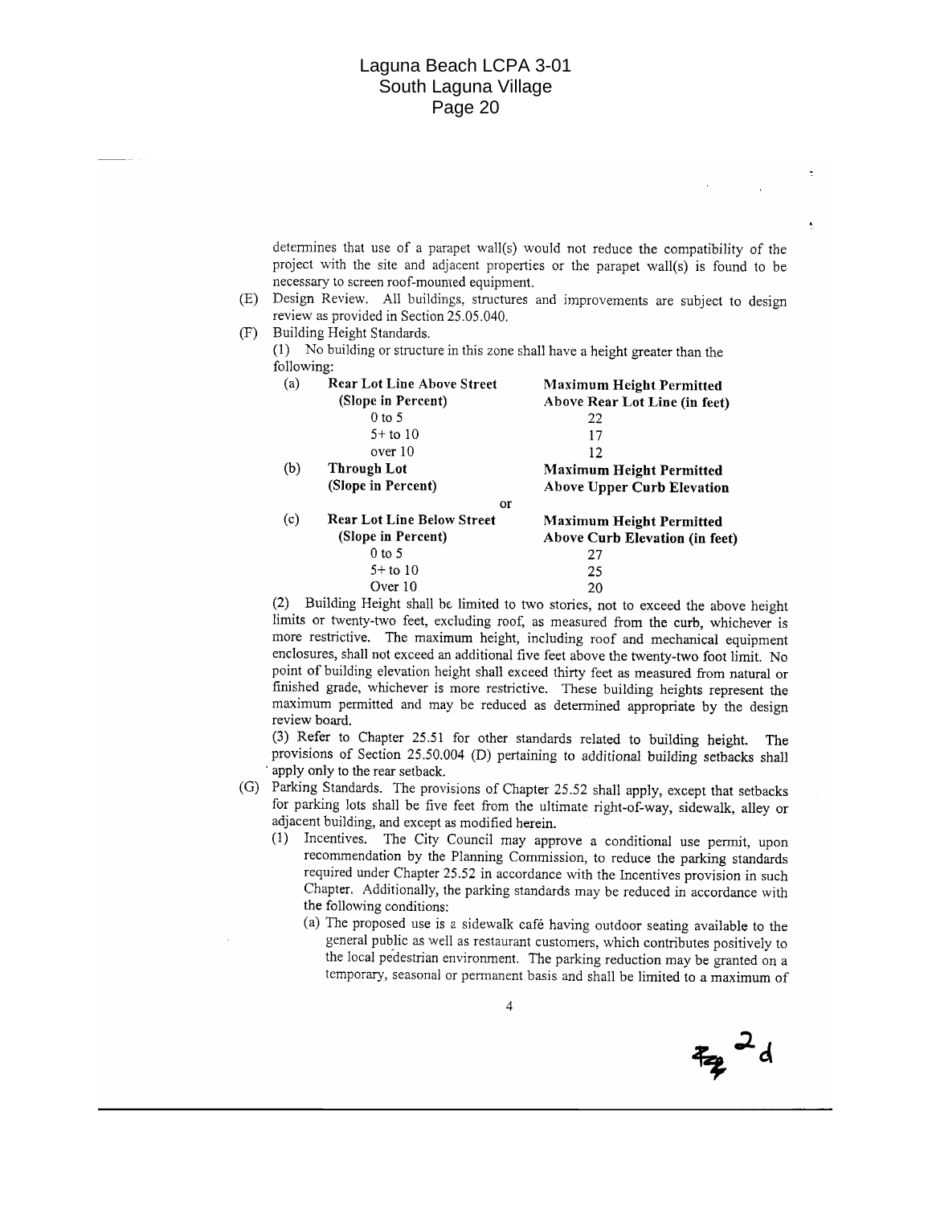determines that use of a parapet wall(s) would not reduce the compatibility of the project with the site and adjacent properties or the parapet wall(s) is found to be necessary to screen roof-mounted equipment.

(E) Design Review. All buildings, structures and improvements are subject to design review as provided in Section 25.05.040.

(F) Building Height Standards.

(1) No building or structure in this zone shall have a height greater than the following:

| | **Rear Lot Line Above Street (Slope in Percent)** | **Maximum Height Permitted Above Rear Lot Line (in feet)** |
|---|---|---|
| (a) | 0 to 5 | 22 |
| | 5+ to 10 | 17 |
| | over 10 | 12 |

| | **Through Lot (Slope in Percent)** | **Maximum Height Permitted Above Upper Curb Elevation** |
|---|---|---|
| (b) | | |

or

| | **Rear Lot Line Below Street (Slope in Percent)** | **Maximum Height Permitted Above Curb Elevation (in feet)** |
|---|---|---|
| (c) | 0 to 5 | 27 |
| | 5+ to 10 | 25 |
| | Over 10 | 20 |

(2) Building Height shall be limited to two stories, not to exceed the above height limits or twenty-two feet, excluding roof, as measured from the curb, whichever is more restrictive. The maximum height, including roof and mechanical equipment enclosures, shall not exceed an additional five feet above the twenty-two foot limit. No point of building elevation height shall exceed thirty feet as measured from natural or finished grade, whichever is more restrictive. These building heights represent the maximum permitted and may be reduced as determined appropriate by the design review board.

(3) Refer to Chapter 25.51 for other standards related to building height. The provisions of Section 25.50.004 (D) pertaining to additional building setbacks shall apply only to the rear setback.

(G) Parking Standards. The provisions of Chapter 25.52 shall apply, except that setbacks for parking lots shall be five feet from the ultimate right-of-way, sidewalk, alley or adjacent building, and except as modified herein.

(1) Incentives. The City Council may approve a conditional use permit, upon recommendation by the Planning Commission, to reduce the parking standards required under Chapter 25.52 in accordance with the Incentives provision in such Chapter. Additionally, the parking standards may be reduced in accordance with the following conditions:

(a) The proposed use is a sidewalk café having outdoor seating available to the general public as well as restaurant customers, which contributes positively to the local pedestrian environment. The parking reduction may be granted on a temporary, seasonal or permanent basis and shall be limited to a maximum of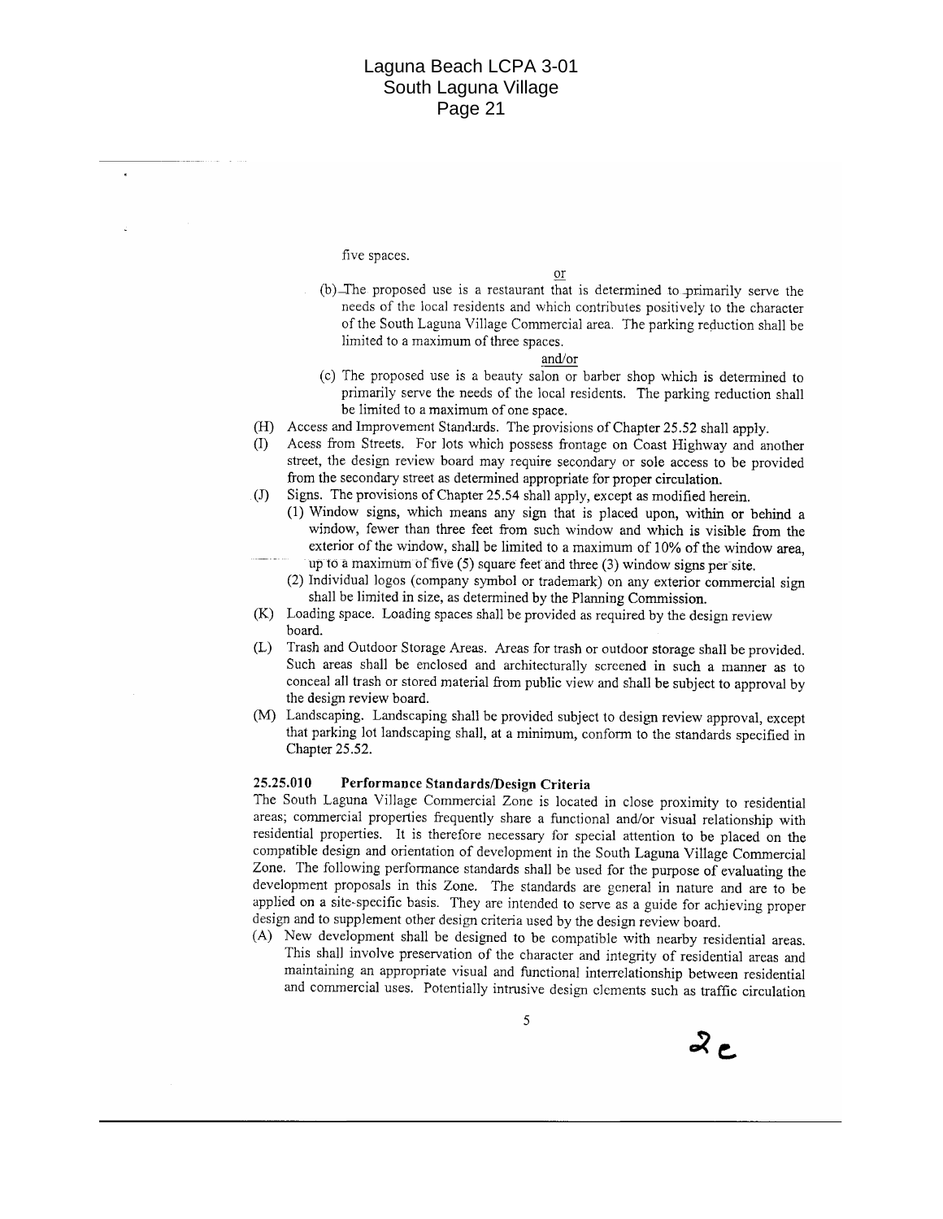five spaces.

or

(b) The proposed use is a restaurant that is determined to primarily serve the needs of the local residents and which contributes positively to the character of the South Laguna Village Commercial area. The parking reduction shall be limited to a maximum of three spaces.

and/or

(c) The proposed use is a beauty salon or barber shop which is determined to primarily serve the needs of the local residents. The parking reduction shall be limited to a maximum of one space.

(H) Access and Improvement Standards. The provisions of Chapter 25.52 shall apply.

(I) Acess from Streets. For lots which possess frontage on Coast Highway and another street, the design review board may require secondary or sole access to be provided from the secondary street as determined appropriate for proper circulation.

(J) Signs. The provisions of Chapter 25.54 shall apply, except as modified herein.

(1) Window signs, which means any sign that is placed upon, within or behind a window, fewer than three feet from such window and which is visible from the exterior of the window, shall be limited to a maximum of 10% of the window area, up to a maximum of five (5) square feet and three (3) window signs per site.

(2) Individual logos (company symbol or trademark) on any exterior commercial sign shall be limited in size, as determined by the Planning Commission.

(K) Loading space. Loading spaces shall be provided as required by the design review board.

(L) Trash and Outdoor Storage Areas. Areas for trash or outdoor storage shall be provided. Such areas shall be enclosed and architecturally screened in such a manner as to conceal all trash or stored material from public view and shall be subject to approval by the design review board.

(M) Landscaping. Landscaping shall be provided subject to design review approval, except that parking lot landscaping shall, at a minimum, conform to the standards specified in Chapter 25.52.

### 25.25.010 Performance Standards/Design Criteria

The South Laguna Village Commercial Zone is located in close proximity to residential areas; commercial properties frequently share a functional and/or visual relationship with residential properties. It is therefore necessary for special attention to be placed on the compatible design and orientation of development in the South Laguna Village Commercial Zone. The following performance standards shall be used for the purpose of evaluating the development proposals in this Zone. The standards are general in nature and are to be applied on a site-specific basis. They are intended to serve as a guide for achieving proper design and to supplement other design criteria used by the design review board.

(A) New development shall be designed to be compatible with nearby residential areas. This shall involve preservation of the character and integrity of residential areas and maintaining an appropriate visual and functional interrelationship between residential and commercial uses. Potentially intrusive design elements such as traffic circulation

2c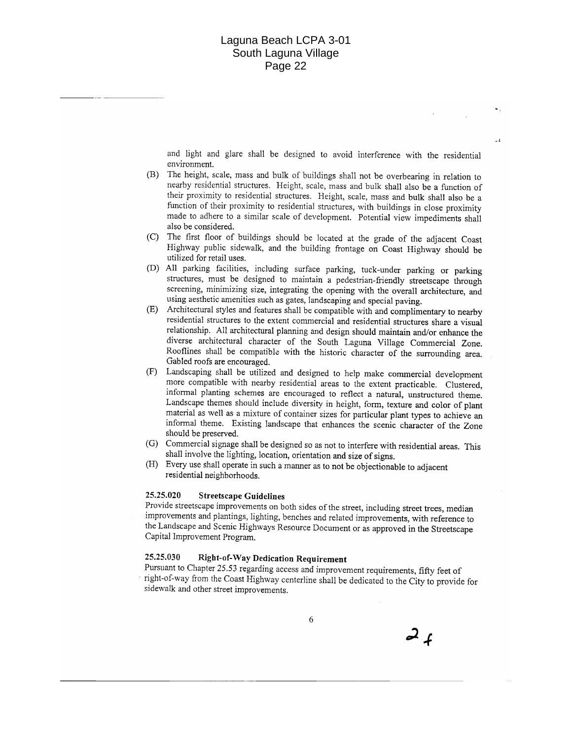and light and glare shall be designed to avoid interference with the residential environment.

(B) The height, scale, mass and bulk of buildings shall not be overbearing in relation to nearby residential structures. Height, scale, mass and bulk shall also be a function of their proximity to residential structures. Height, scale, mass and bulk shall also be a function of their proximity to residential structures, with buildings in close proximity made to adhere to a similar scale of development. Potential view impediments shall also be considered.

(C) The first floor of buildings should be located at the grade of the adjacent Coast Highway public sidewalk, and the building frontage on Coast Highway should be utilized for retail uses.

(D) All parking facilities, including surface parking, tuck-under parking or parking structures, must be designed to maintain a pedestrian-friendly streetscape through screening, minimizing size, integrating the opening with the overall architecture, and using aesthetic amenities such as gates, landscaping and special paving.

(E) Architectural styles and features shall be compatible with and complimentary to nearby residential structures to the extent commercial and residential structures share a visual relationship. All architectural planning and design should maintain and/or enhance the diverse architectural character of the South Laguna Village Commercial Zone. Rooflines shall be compatible with the historic character of the surrounding area. Gabled roofs are encouraged.

(F) Landscaping shall be utilized and designed to help make commercial development more compatible with nearby residential areas to the extent practicable. Clustered, informal planting schemes are encouraged to reflect a natural, unstructured theme. Landscape themes should include diversity in height, form, texture and color of plant material as well as a mixture of container sizes for particular plant types to achieve an informal theme. Existing landscape that enhances the scenic character of the Zone should be preserved.

(G) Commercial signage shall be designed so as not to interfere with residential areas. This shall involve the lighting, location, orientation and size of signs.

(H) Every use shall operate in such a manner as to not be objectionable to adjacent residential neighborhoods.

**25.25.020 Streetscape Guidelines**

Provide streetscape improvements on both sides of the street, including street trees, median improvements and plantings, lighting, benches and related improvements, with reference to the Landscape and Scenic Highways Resource Document or as approved in the Streetscape Capital Improvement Program.

**25.25.030 Right-of-Way Dedication Requirement**

Pursuant to Chapter 25.53 regarding access and improvement requirements, fifty feet of right-of-way from the Coast Highway centerline shall be dedicated to the City to provide for sidewalk and other street improvements.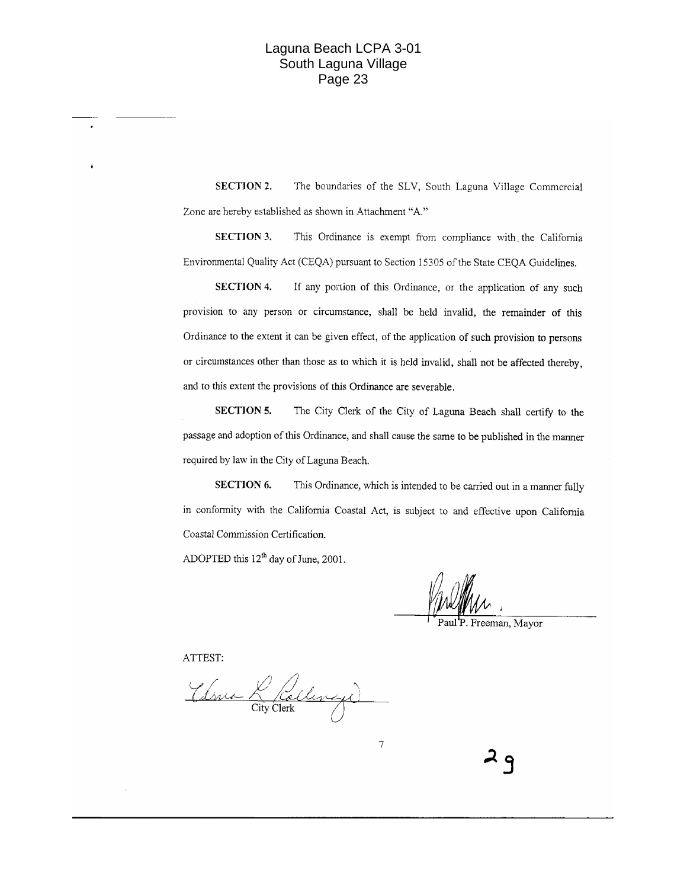**SECTION 2.** The boundaries of the SLV, South Laguna Village Commercial Zone are hereby established as shown in Attachment "A."

**SECTION 3.** This Ordinance is exempt from compliance with the California Environmental Quality Act (CEQA) pursuant to Section 15305 of the State CEQA Guidelines.

**SECTION 4.** If any portion of this Ordinance, or the application of any such provision to any person or circumstance, shall be held invalid, the remainder of this Ordinance to the extent it can be given effect, of the application of such provision to persons or circumstances other than those as to which it is held invalid, shall not be affected thereby, and to this extent the provisions of this Ordinance are severable.

**SECTION 5.** The City Clerk of the City of Laguna Beach shall certify to the passage and adoption of this Ordinance, and shall cause the same to be published in the manner required by law in the City of Laguna Beach.

**SECTION 6.** This Ordinance, which is intended to be carried out in a manner fully in conformity with the California Coastal Act, is subject to and effective upon California Coastal Commission Certification.

ADOPTED this 12th day of June, 2001.

Paul P. Freeman, Mayor

ATTEST:

City Clerk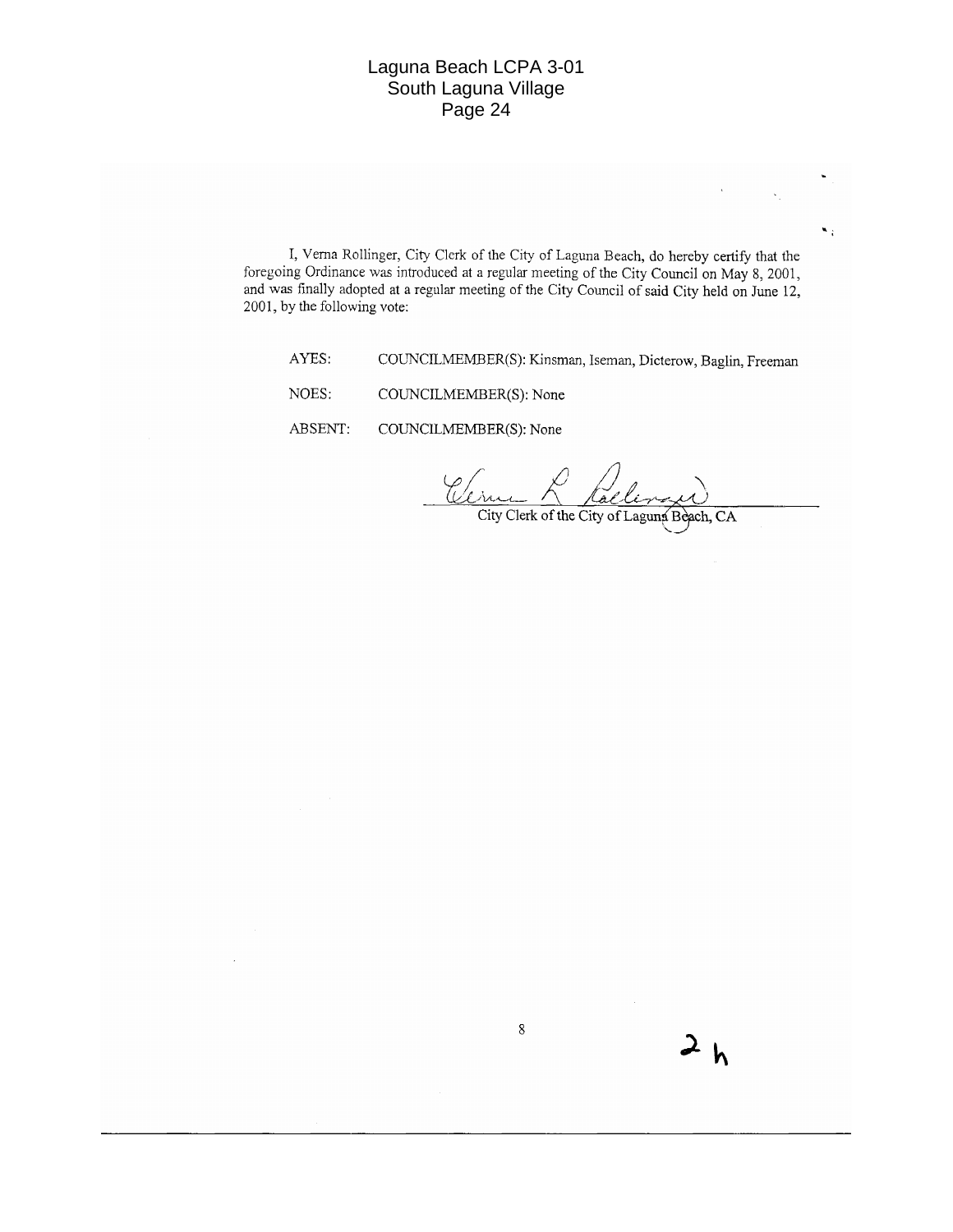I, Verna Rollinger, City Clerk of the City of Laguna Beach, do hereby certify that the foregoing Ordinance was introduced at a regular meeting of the City Council on May 8, 2001, and was finally adopted at a regular meeting of the City Council of said City held on June 12, 2001, by the following vote:

AYES: COUNCILMEMBER(S): Kinsman, Iseman, Dicterow, Baglin, Freeman

NOES: COUNCILMEMBER(S): None

ABSENT: COUNCILMEMBER(S): None

City Clerk of the City of Laguna Beach, CA

2 h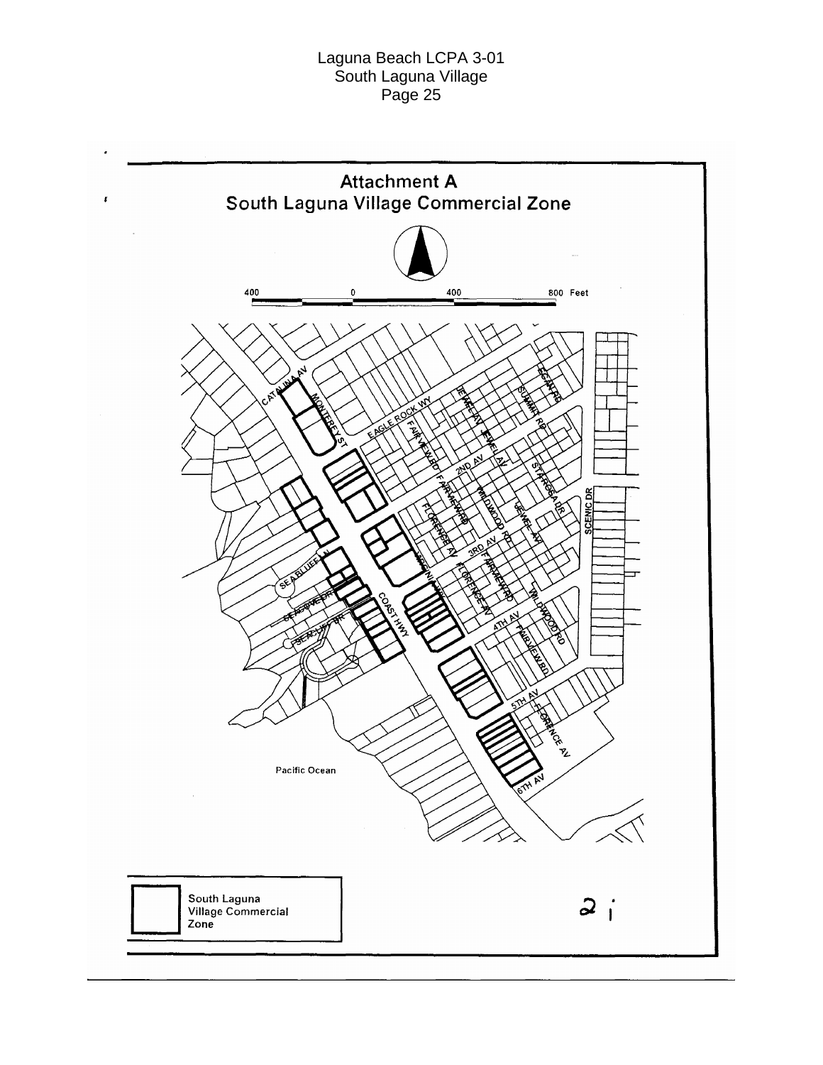# Attachment A
## South Laguna Village Commercial Zone

400 0 400 800 Feet

CATALINA AV

MONTEREY ST

EAGLE ROCK WY

FAIRVIEW RD

JEWEL AV

SUMMIT RD

ECHO RD

2ND AV

SANTA ROSA DR

SCENIC DR

FLORENCE AV

WILDWOOD RD

3RD AV

SEA BLUFF DR

SEA COVE DR

SEA CLIFF DR

COAST HWY

4TH AV

5TH AV

6TH AV

Pacific Ocean

South Laguna Village Commercial Zone

2 i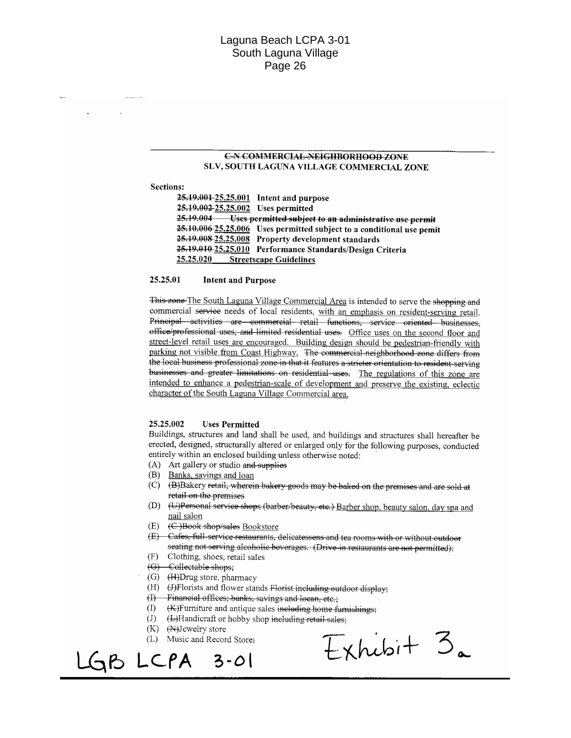## ~~C-N COMMERCIAL-NEIGHBORHOOD ZONE~~

## SLV, SOUTH LAGUNA VILLAGE COMMERCIAL ZONE

**Sections:**

- **~~25.19.001~~ 25.25.001 Intent and purpose**
- **~~25.19.002~~ 25.25.002 Uses permitted**
- **~~25.19.004 Uses permitted subject to an administrative use permit~~**
- **~~25.10.006~~ 25.25.006 Uses permitted subject to a conditional use pemit**
- **~~25.19.008~~ 25.25.008 Property development standards**
- **~~25.19.010~~ 25.25.010 Performance Standards/Design Criteria**
- **25.25.020 Streetscape Guidelines**

### 25.25.01 Intent and Purpose

~~This zone~~ The South Laguna Village Commercial Area is intended to serve the ~~shopping and~~ commercial ~~service~~ needs of local residents, with an emphasis on resident-serving retail. ~~Principal activities are commercial retail functions, service oriented businesses, office/professional uses, and limited residential uses.~~ Office uses on the second floor and street-level retail uses are encouraged. Building design should be pedestrian-friendly with parking not visible from Coast Highway. ~~The commercial neighborhood zone differs from the local business professional zone in that it features a stricter orientation to resident-serving businesses and greater limitations on residential uses.~~ The regulations of this zone are intended to enhance a pedestrian-scale of development and preserve the existing, eclectic character of the South Laguna Village Commercial area.

### 25.25.002 Uses Permitted

Buildings, structures and land shall be used, and buildings and structures shall hereafter be erected, designed, structurally altered or enlarged only for the following purposes, conducted entirely within an enclosed building unless otherwise noted:

(A) Art gallery or studio ~~and supplies~~

(B) Banks, savings and loan

(C) ~~(B)~~Bakery ~~retail, wherein bakery goods may be baked on the premises and are sold at retail on the premises~~

(D) ~~(U)Personal service shops (barber/beauty, etc.)~~ Barber shop, beauty salon, day spa and nail salon

(E) ~~(C)Book shop/sales~~ Bookstore

~~(E) Cafes, full-service restaurants, delicatessens and tea rooms with or without outdoor seating not serving alcoholic beverages. (Drive-in restaurants are not permitted);~~

(F) Clothing, shoes, retail sales

~~(G) Collectable shops;~~

(G) ~~(H)~~Drug store, pharmacy

(H) ~~(J)~~Florists and flower stands ~~Florist including outdoor display;~~

~~(I) Financial offices; banks, savings and locan, etc.;~~

(I) ~~(K)~~Furniture and antique sales ~~including home furnishings;~~

(J) ~~(L)~~Handicraft or hobby shop ~~including retail sales;~~

(K) ~~(N)~~Jewelry store

(L) Music and Record Store~~;~~

LGB LCPA 3-01

Exhibit 3a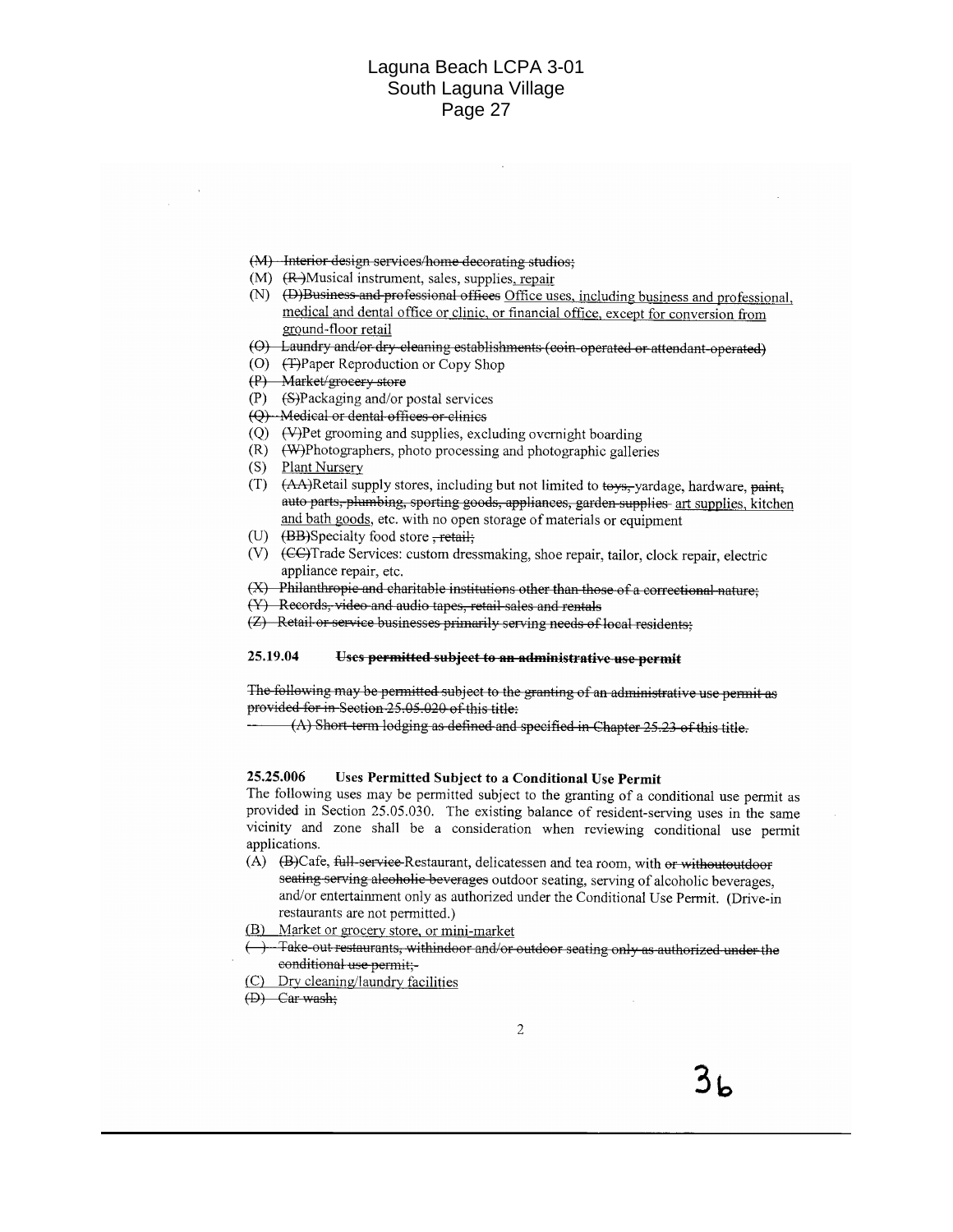~~(M) Interior design services/home decorating studios;~~

(M) ~~(R)~~Musical instrument, sales, supplies, repair

(N) ~~(D)Business and professional offices~~ Office uses, including business and professional, medical and dental office or clinic, or financial office, except for conversion from ground-floor retail

~~(O) Laundry and/or dry cleaning establishments (coin-operated or attendant-operated)~~

(O) ~~(T)~~Paper Reproduction or Copy Shop

~~(P) Market/grocery store~~

(P) ~~(S)~~Packaging and/or postal services

~~(Q) Medical or dental offices or clinics~~

(Q) ~~(V)~~Pet grooming and supplies, excluding overnight boarding

(R) ~~(W)~~Photographers, photo processing and photographic galleries

(S) Plant Nursery

(T) ~~(AA)~~Retail supply stores, including but not limited to ~~toys,~~ yardage, hardware, ~~paint, auto parts, plumbing, sporting goods, appliances, garden supplies~~ art supplies, kitchen and bath goods, etc. with no open storage of materials or equipment

(U) ~~(BB)~~Specialty food store ~~, retail;~~

(V) ~~(CC)~~Trade Services: custom dressmaking, shoe repair, tailor, clock repair, electric appliance repair, etc.

~~(X) Philanthropic and charitable institutions other than those of a correctional nature;~~

~~(Y) Records, video and audio tapes, retail sales and rentals~~

~~(Z) Retail or service businesses primarily serving needs of local residents;~~

**25.19.04 ~~Uses permitted subject to an administrative use permit~~**

~~The following may be permitted subject to the granting of an administrative use permit as provided for in Section 25.05.020 of this title:~~

~~(A) Short-term lodging as defined and specified in Chapter 25.23 of this title.~~

**25.25.006 Uses Permitted Subject to a Conditional Use Permit**

The following uses may be permitted subject to the granting of a conditional use permit as provided in Section 25.05.030. The existing balance of resident-serving uses in the same vicinity and zone shall be a consideration when reviewing conditional use permit applications.

(A) ~~(B)~~Cafe, ~~full-service~~ Restaurant, delicatessen and tea room, with ~~or withoutoutdoor seating serving alcoholic beverages~~ outdoor seating, serving of alcoholic beverages, and/or entertainment only as authorized under the Conditional Use Permit. (Drive-in restaurants are not permitted.)

(B) Market or grocery store, or mini-market

~~( ) Take-out restaurants, withindoor and/or outdoor seating only as authorized under the conditional use permit;~~

(C) Dry cleaning/laundry facilities

~~(D) Car wash;~~

3b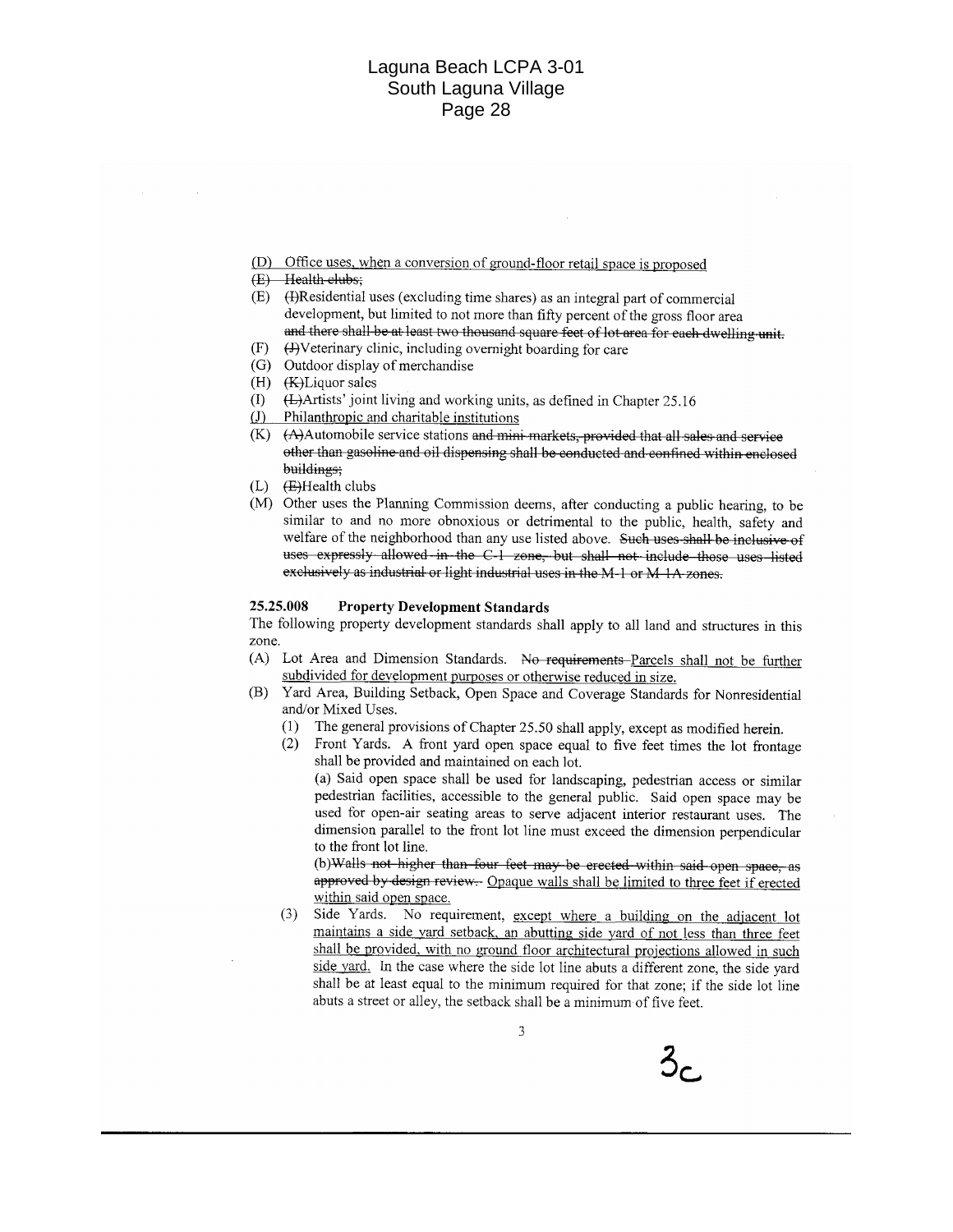<u>(D) Office uses, when a conversion of ground-floor retail space is proposed</u>

~~(E) Health clubs;~~

(E) ~~(I)~~Residential uses (excluding time shares) as an integral part of commercial development, but limited to not more than fifty percent of the gross floor area ~~and there shall be at least two thousand square feet of lot area for each dwelling unit.~~

(F) ~~(J)~~Veterinary clinic, including overnight boarding for care

(G) Outdoor display of merchandise

(H) ~~(K)~~Liquor sales

(I) ~~(L)~~Artists' joint living and working units, as defined in Chapter 25.16

<u>(J) Philanthropic and charitable institutions</u>

(K) ~~(A)~~Automobile service stations ~~and mini-markets, provided that all sales and service other than gasoline and oil dispensing shall be conducted and confined within enclosed buildings;~~

(L) ~~(E)~~Health clubs

(M) Other uses the Planning Commission deems, after conducting a public hearing, to be similar to and no more obnoxious or detrimental to the public, health, safety and welfare of the neighborhood than any use listed above. ~~Such uses shall be inclusive of uses expressly allowed in the C-1 zone, but shall not include those uses listed exclusively as industrial or light industrial uses in the M-1 or M-1A zones.~~

### 25.25.008 Property Development Standards

The following property development standards shall apply to all land and structures in this zone.

(A) Lot Area and Dimension Standards. ~~No requirements~~ <u>Parcels shall not be further subdivided for development purposes or otherwise reduced in size.</u>

(B) Yard Area, Building Setback, Open Space and Coverage Standards for Nonresidential and/or Mixed Uses.

(1) The general provisions of Chapter 25.50 shall apply, except as modified herein.

(2) Front Yards. A front yard open space equal to five feet times the lot frontage shall be provided and maintained on each lot.

(a) Said open space shall be used for landscaping, pedestrian access or similar pedestrian facilities, accessible to the general public. Said open space may be used for open-air seating areas to serve adjacent interior restaurant uses. The dimension parallel to the front lot line must exceed the dimension perpendicular to the front lot line.

(b)~~Walls not higher than four feet may be erected within said open space, as approved by design review.~~ <u>Opaque walls shall be limited to three feet if erected within said open space.</u>

(3) Side Yards. No requirement, <u>except where a building on the adjacent lot maintains a side yard setback, an abutting side yard of not less than three feet shall be provided, with no ground floor architectural projections allowed in such side yard.</u> In the case where the side lot line abuts a different zone, the side yard shall be at least equal to the minimum required for that zone; if the side lot line abuts a street or alley, the setback shall be a minimum of five feet.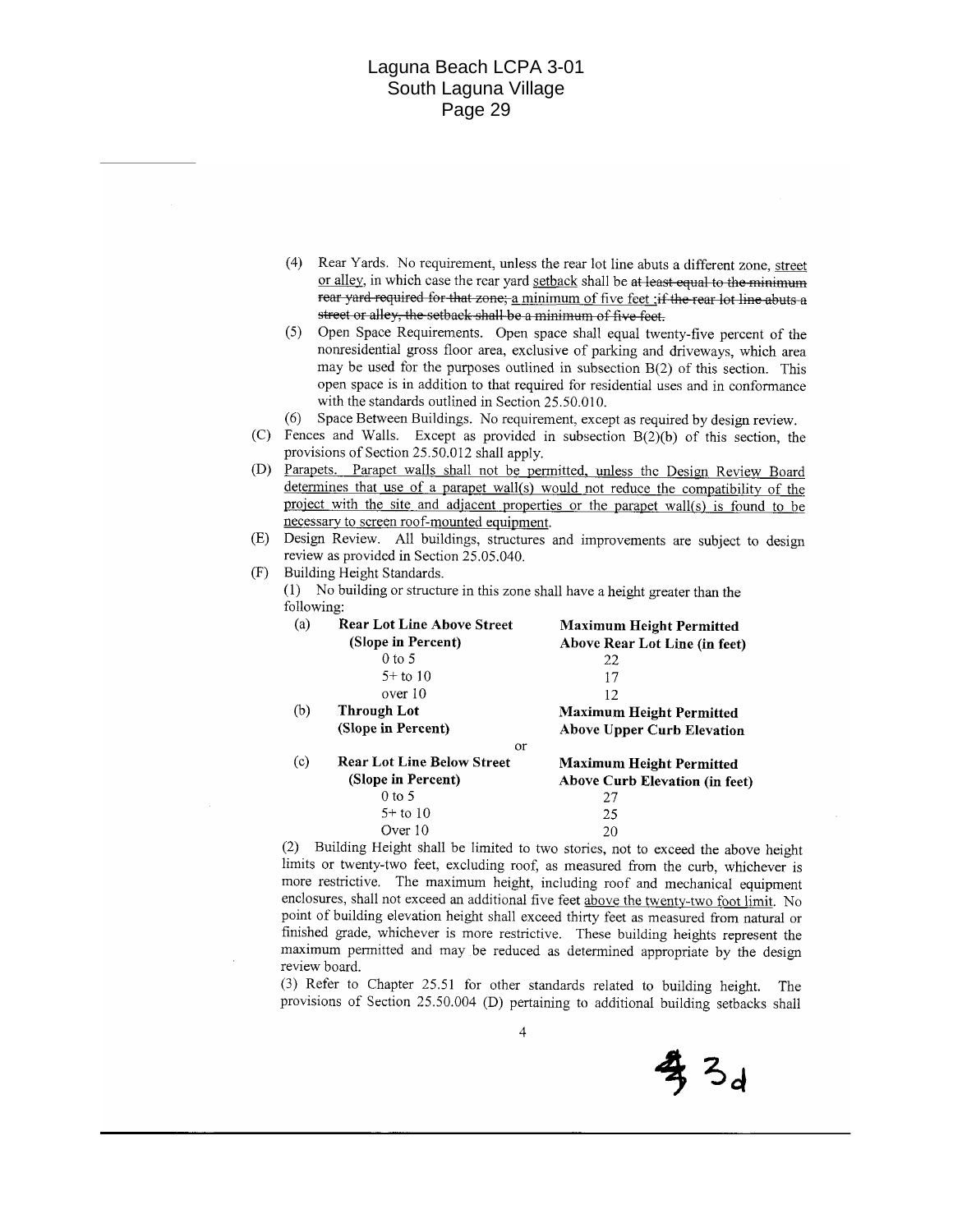(4) Rear Yards. No requirement, unless the rear lot line abuts a different zone, street or alley, in which case the rear yard setback shall be ~~at least equal to the minimum rear yard required for that zone;~~ a minimum of five feet ~~;if the rear lot line abuts a street or alley, the setback shall be a minimum of five feet.~~

(5) Open Space Requirements. Open space shall equal twenty-five percent of the nonresidential gross floor area, exclusive of parking and driveways, which area may be used for the purposes outlined in subsection B(2) of this section. This open space is in addition to that required for residential uses and in conformance with the standards outlined in Section 25.50.010.

(6) Space Between Buildings. No requirement, except as required by design review.

(C) Fences and Walls. Except as provided in subsection B(2)(b) of this section, the provisions of Section 25.50.012 shall apply.

(D) Parapets. Parapet walls shall not be permitted, unless the Design Review Board determines that use of a parapet wall(s) would not reduce the compatibility of the project with the site and adjacent properties or the parapet wall(s) is found to be necessary to screen roof-mounted equipment.

(E) Design Review. All buildings, structures and improvements are subject to design review as provided in Section 25.05.040.

(F) Building Height Standards.

(1) No building or structure in this zone shall have a height greater than the following:

| | | |
|---|---|---|
| (a) | **Rear Lot Line Above Street (Slope in Percent)** | **Maximum Height Permitted Above Rear Lot Line (in feet)** |
| | 0 to 5 | 22 |
| | 5+ to 10 | 17 |
| | over 10 | 12 |
| (b) | **Through Lot (Slope in Percent)** | **Maximum Height Permitted Above Upper Curb Elevation** |
| | or | |
| (c) | **Rear Lot Line Below Street (Slope in Percent)** | **Maximum Height Permitted Above Curb Elevation (in feet)** |
| | 0 to 5 | 27 |
| | 5+ to 10 | 25 |
| | Over 10 | 20 |

(2) Building Height shall be limited to two stories, not to exceed the above height limits or twenty-two feet, excluding roof, as measured from the curb, whichever is more restrictive. The maximum height, including roof and mechanical equipment enclosures, shall not exceed an additional five feet above the twenty-two foot limit. No point of building elevation height shall exceed thirty feet as measured from natural or finished grade, whichever is more restrictive. These building heights represent the maximum permitted and may be reduced as determined appropriate by the design review board.

(3) Refer to Chapter 25.51 for other standards related to building height. The provisions of Section 25.50.004 (D) pertaining to additional building setbacks shall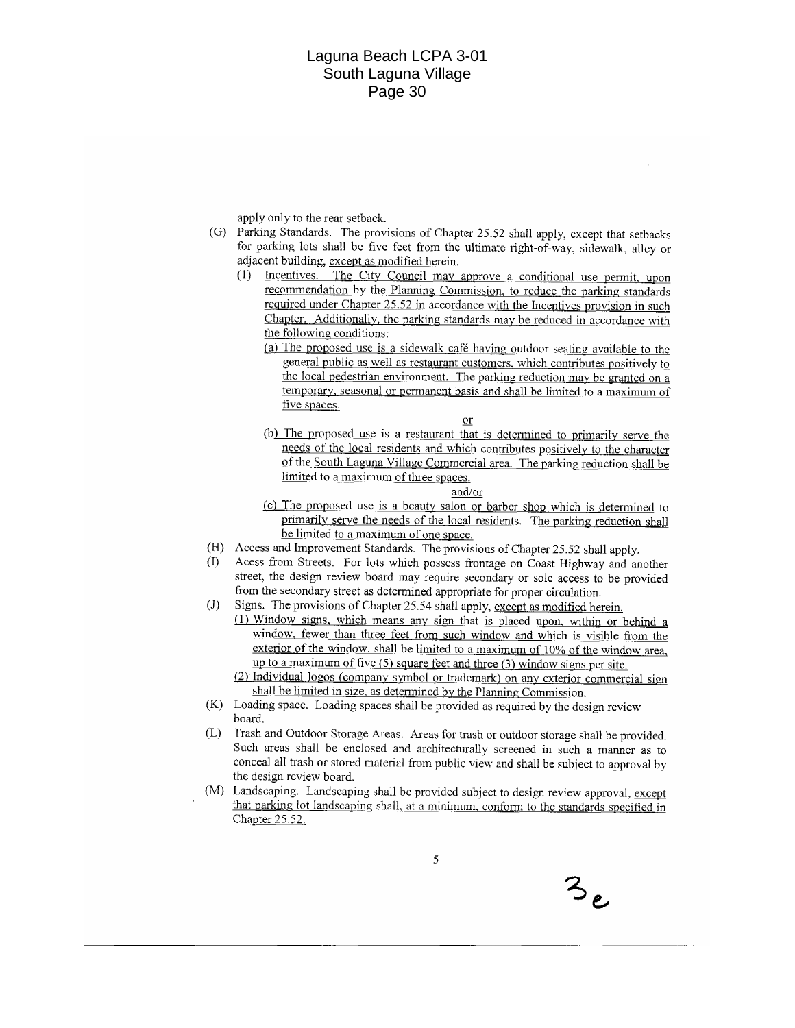apply only to the rear setback.

(G) Parking Standards. The provisions of Chapter 25.52 shall apply, except that setbacks for parking lots shall be five feet from the ultimate right-of-way, sidewalk, alley or adjacent building, except as modified herein.

(1) Incentives. The City Council may approve a conditional use permit, upon recommendation by the Planning Commission, to reduce the parking standards required under Chapter 25.52 in accordance with the Incentives provision in such Chapter. Additionally, the parking standards may be reduced in accordance with the following conditions:

(a) The proposed use is a sidewalk café having outdoor seating available to the general public as well as restaurant customers, which contributes positively to the local pedestrian environment. The parking reduction may be granted on a temporary, seasonal or permanent basis and shall be limited to a maximum of five spaces.

or

(b) The proposed use is a restaurant that is determined to primarily serve the needs of the local residents and which contributes positively to the character of the South Laguna Village Commercial area. The parking reduction shall be limited to a maximum of three spaces.

and/or

(c) The proposed use is a beauty salon or barber shop which is determined to primarily serve the needs of the local residents. The parking reduction shall be limited to a maximum of one space.

(H) Access and Improvement Standards. The provisions of Chapter 25.52 shall apply.

(I) Acess from Streets. For lots which possess frontage on Coast Highway and another street, the design review board may require secondary or sole access to be provided from the secondary street as determined appropriate for proper circulation.

(J) Signs. The provisions of Chapter 25.54 shall apply, except as modified herein.

(1) Window signs, which means any sign that is placed upon, within or behind a window, fewer than three feet from such window and which is visible from the exterior of the window, shall be limited to a maximum of 10% of the window area, up to a maximum of five (5) square feet and three (3) window signs per site.

(2) Individual logos (company symbol or trademark) on any exterior commercial sign shall be limited in size, as determined by the Planning Commission.

(K) Loading space. Loading spaces shall be provided as required by the design review board.

(L) Trash and Outdoor Storage Areas. Areas for trash or outdoor storage shall be provided. Such areas shall be enclosed and architecturally screened in such a manner as to conceal all trash or stored material from public view and shall be subject to approval by the design review board.

(M) Landscaping. Landscaping shall be provided subject to design review approval, except that parking lot landscaping shall, at a minimum, conform to the standards specified in Chapter 25.52.

3e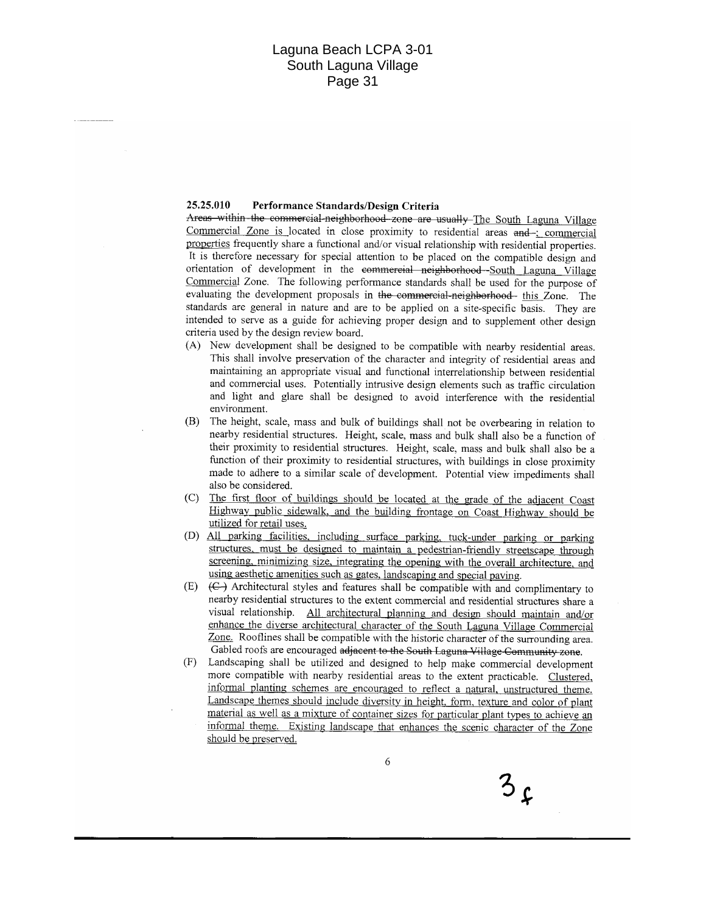**25.25.010 Performance Standards/Design Criteria**

~~Areas within the commercial-neighborhood zone are usually~~ The South Laguna Village Commercial Zone is located in close proximity to residential areas ~~and~~ ; commercial properties frequently share a functional and/or visual relationship with residential properties. It is therefore necessary for special attention to be placed on the compatible design and orientation of development in the ~~commercial neighborhood~~ South Laguna Village Commercial Zone. The following performance standards shall be used for the purpose of evaluating the development proposals in ~~the commercial-neighborhood~~ this Zone. The standards are general in nature and are to be applied on a site-specific basis. They are intended to serve as a guide for achieving proper design and to supplement other design criteria used by the design review board.

(A) New development shall be designed to be compatible with nearby residential areas. This shall involve preservation of the character and integrity of residential areas and maintaining an appropriate visual and functional interrelationship between residential and commercial uses. Potentially intrusive design elements such as traffic circulation and light and glare shall be designed to avoid interference with the residential environment.

(B) The height, scale, mass and bulk of buildings shall not be overbearing in relation to nearby residential structures. Height, scale, mass and bulk shall also be a function of their proximity to residential structures. Height, scale, mass and bulk shall also be a function of their proximity to residential structures, with buildings in close proximity made to adhere to a similar scale of development. Potential view impediments shall also be considered.

(C) The first floor of buildings should be located at the grade of the adjacent Coast Highway public sidewalk, and the building frontage on Coast Highway should be utilized for retail uses.

(D) All parking facilities, including surface parking, tuck-under parking or parking structures, must be designed to maintain a pedestrian-friendly streetscape through screening, minimizing size, integrating the opening with the overall architecture, and using aesthetic amenities such as gates, landscaping and special paving.

(E) ~~(C)~~ Architectural styles and features shall be compatible with and complimentary to nearby residential structures to the extent commercial and residential structures share a visual relationship. All architectural planning and design should maintain and/or enhance the diverse architectural character of the South Laguna Village Commercial Zone. Rooflines shall be compatible with the historic character of the surrounding area. Gabled roofs are encouraged ~~adjacent to the South Laguna Village Community zone~~.

(F) Landscaping shall be utilized and designed to help make commercial development more compatible with nearby residential areas to the extent practicable. Clustered, informal planting schemes are encouraged to reflect a natural, unstructured theme. Landscape themes should include diversity in height, form, texture and color of plant material as well as a mixture of container sizes for particular plant types to achieve an informal theme. Existing landscape that enhances the scenic character of the Zone should be preserved.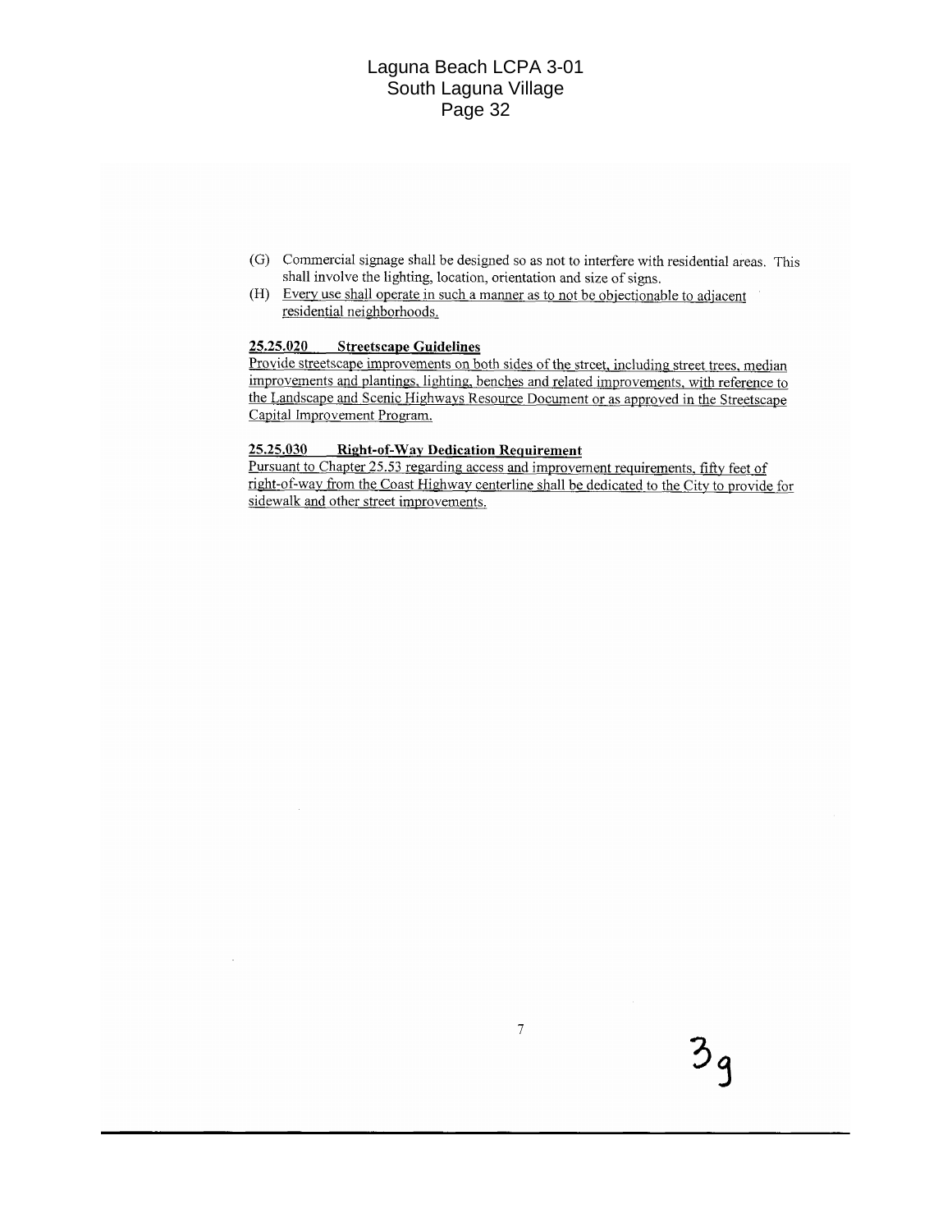(G) Commercial signage shall be designed so as not to interfere with residential areas. This shall involve the lighting, location, orientation and size of signs.

(H) Every use shall operate in such a manner as to not be objectionable to adjacent residential neighborhoods.

**25.25.020 Streetscape Guidelines**

Provide streetscape improvements on both sides of the street, including street trees, median improvements and plantings, lighting, benches and related improvements, with reference to the Landscape and Scenic Highways Resource Document or as approved in the Streetscape Capital Improvement Program.

**25.25.030 Right-of-Way Dedication Requirement**

Pursuant to Chapter 25.53 regarding access and improvement requirements, fifty feet of right-of-way from the Coast Highway centerline shall be dedicated to the City to provide for sidewalk and other street improvements.